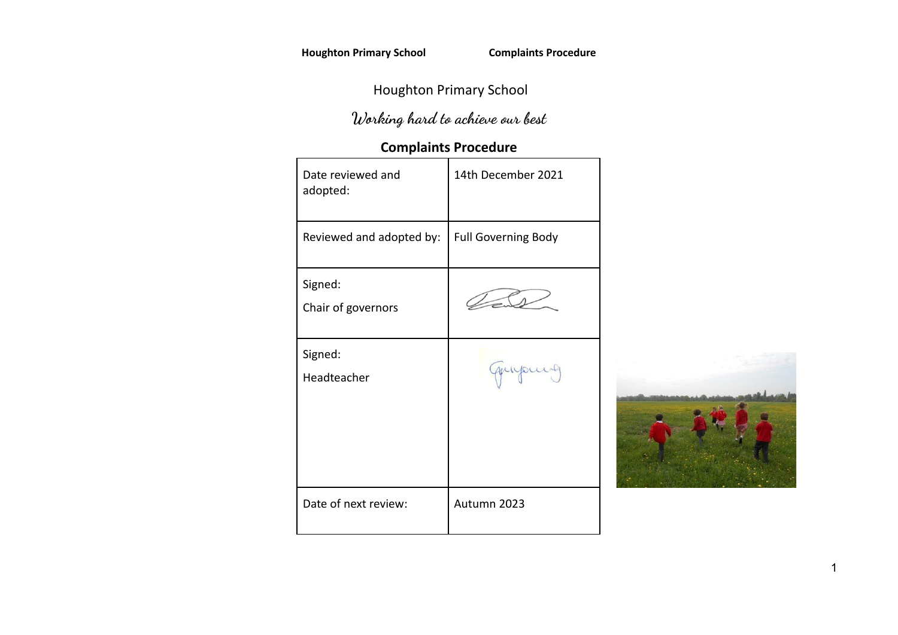# Houghton Primary School

*Working hard to achieve our best*

## Complaints Procedure

| | |
|---|---|
| Date reviewed and adopted: | 14th December 2021 |
| Reviewed and adopted by: | Full Governing Body |
| Signed: Chair of governors | |
| Signed: Headteacher | |
| Date of next review: | Autumn 2023 |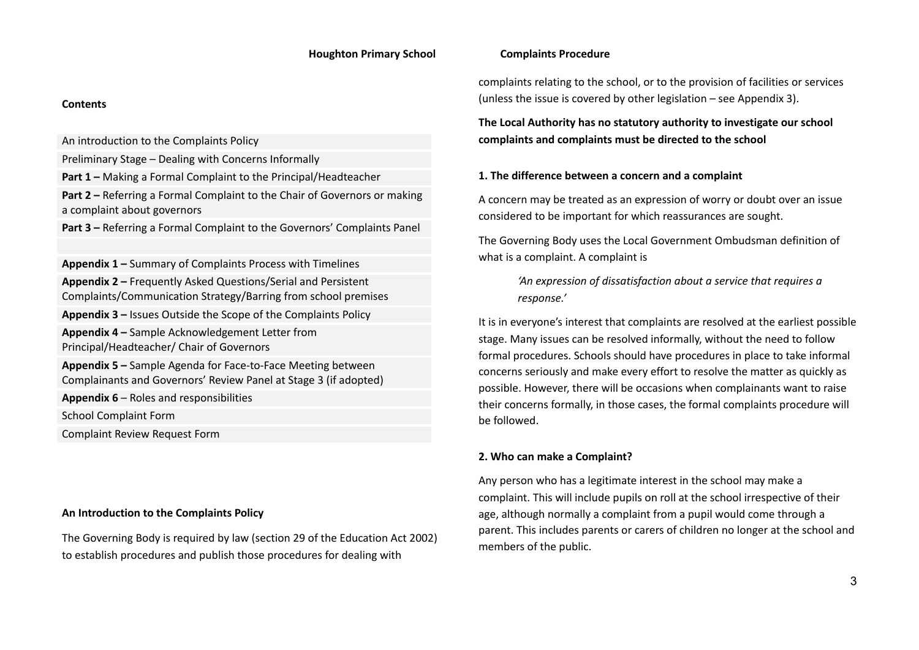## Contents

| |
|---|
| An introduction to the Complaints Policy |
| Preliminary Stage – Dealing with Concerns Informally |
| **Part 1 –** Making a Formal Complaint to the Principal/Headteacher |
| **Part 2 –** Referring a Formal Complaint to the Chair of Governors or making a complaint about governors |
| **Part 3 –** Referring a Formal Complaint to the Governors' Complaints Panel |
| |
| **Appendix 1 –** Summary of Complaints Process with Timelines |
| **Appendix 2 –** Frequently Asked Questions/Serial and Persistent Complaints/Communication Strategy/Barring from school premises |
| **Appendix 3 –** Issues Outside the Scope of the Complaints Policy |
| **Appendix 4 –** Sample Acknowledgement Letter from Principal/Headteacher/ Chair of Governors |
| **Appendix 5 –** Sample Agenda for Face-to-Face Meeting between Complainants and Governors' Review Panel at Stage 3 (if adopted) |
| **Appendix 6** – Roles and responsibilities |
| School Complaint Form |
| Complaint Review Request Form |

### An Introduction to the Complaints Policy

The Governing Body is required by law (section 29 of the Education Act 2002) to establish procedures and publish those procedures for dealing with complaints relating to the school, or to the provision of facilities or services (unless the issue is covered by other legislation – see Appendix 3).

**The Local Authority has no statutory authority to investigate our school complaints and complaints must be directed to the school**

### 1. The difference between a concern and a complaint

A concern may be treated as an expression of worry or doubt over an issue considered to be important for which reassurances are sought.

The Governing Body uses the Local Government Ombudsman definition of what is a complaint. A complaint is

> *'An expression of dissatisfaction about a service that requires a response.'*

It is in everyone's interest that complaints are resolved at the earliest possible stage. Many issues can be resolved informally, without the need to follow formal procedures. Schools should have procedures in place to take informal concerns seriously and make every effort to resolve the matter as quickly as possible. However, there will be occasions when complainants want to raise their concerns formally, in those cases, the formal complaints procedure will be followed.

### 2. Who can make a Complaint?

Any person who has a legitimate interest in the school may make a complaint. This will include pupils on roll at the school irrespective of their age, although normally a complaint from a pupil would come through a parent. This includes parents or carers of children no longer at the school and members of the public.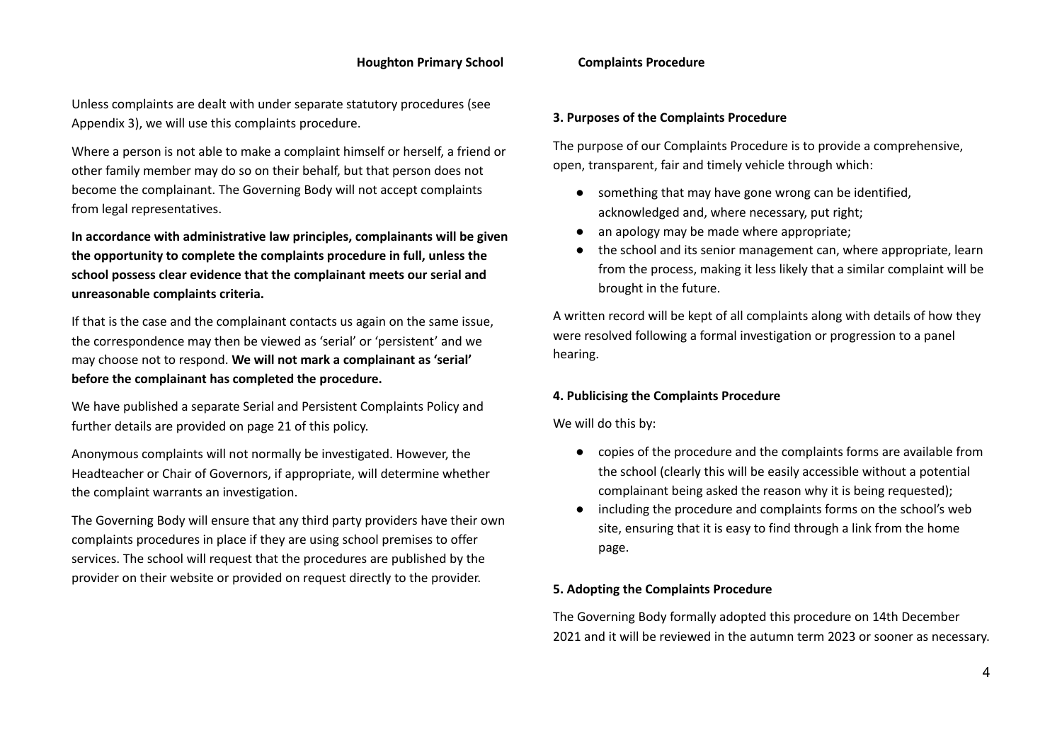Unless complaints are dealt with under separate statutory procedures (see Appendix 3), we will use this complaints procedure.

Where a person is not able to make a complaint himself or herself, a friend or other family member may do so on their behalf, but that person does not become the complainant. The Governing Body will not accept complaints from legal representatives.

**In accordance with administrative law principles, complainants will be given the opportunity to complete the complaints procedure in full, unless the school possess clear evidence that the complainant meets our serial and unreasonable complaints criteria.**

If that is the case and the complainant contacts us again on the same issue, the correspondence may then be viewed as 'serial' or 'persistent' and we may choose not to respond. **We will not mark a complainant as 'serial' before the complainant has completed the procedure.**

We have published a separate Serial and Persistent Complaints Policy and further details are provided on page 21 of this policy.

Anonymous complaints will not normally be investigated. However, the Headteacher or Chair of Governors, if appropriate, will determine whether the complaint warrants an investigation.

The Governing Body will ensure that any third party providers have their own complaints procedures in place if they are using school premises to offer services. The school will request that the procedures are published by the provider on their website or provided on request directly to the provider.

### 3. Purposes of the Complaints Procedure

The purpose of our Complaints Procedure is to provide a comprehensive, open, transparent, fair and timely vehicle through which:

- something that may have gone wrong can be identified, acknowledged and, where necessary, put right;
- an apology may be made where appropriate;
- the school and its senior management can, where appropriate, learn from the process, making it less likely that a similar complaint will be brought in the future.

A written record will be kept of all complaints along with details of how they were resolved following a formal investigation or progression to a panel hearing.

### 4. Publicising the Complaints Procedure

We will do this by:

- copies of the procedure and the complaints forms are available from the school (clearly this will be easily accessible without a potential complainant being asked the reason why it is being requested);
- including the procedure and complaints forms on the school's web site, ensuring that it is easy to find through a link from the home page.

### 5. Adopting the Complaints Procedure

The Governing Body formally adopted this procedure on 14th December 2021 and it will be reviewed in the autumn term 2023 or sooner as necessary.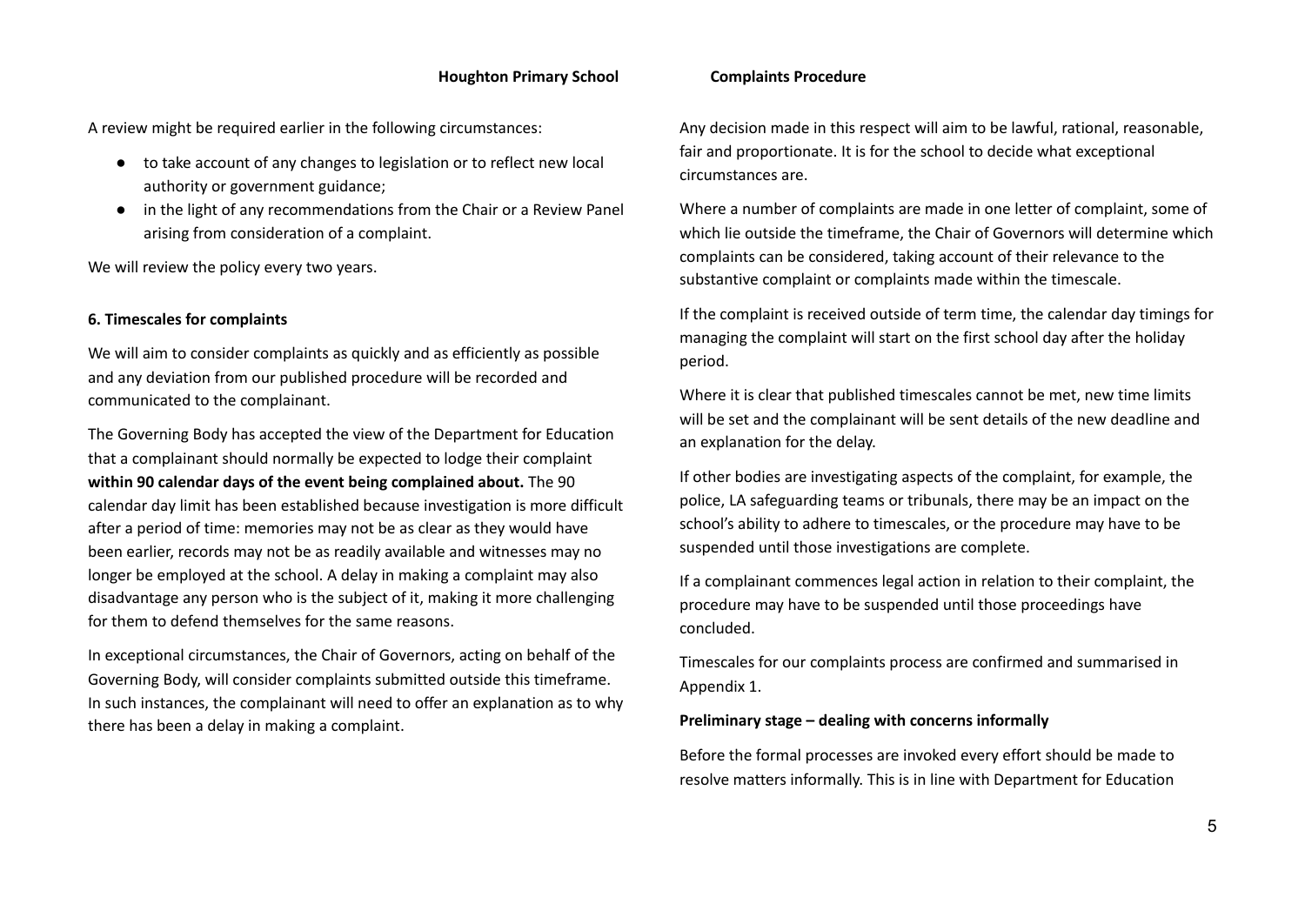A review might be required earlier in the following circumstances:

- to take account of any changes to legislation or to reflect new local authority or government guidance;
- in the light of any recommendations from the Chair or a Review Panel arising from consideration of a complaint.

We will review the policy every two years.

### 6. Timescales for complaints

We will aim to consider complaints as quickly and as efficiently as possible and any deviation from our published procedure will be recorded and communicated to the complainant.

The Governing Body has accepted the view of the Department for Education that a complainant should normally be expected to lodge their complaint **within 90 calendar days of the event being complained about.** The 90 calendar day limit has been established because investigation is more difficult after a period of time: memories may not be as clear as they would have been earlier, records may not be as readily available and witnesses may no longer be employed at the school. A delay in making a complaint may also disadvantage any person who is the subject of it, making it more challenging for them to defend themselves for the same reasons.

In exceptional circumstances, the Chair of Governors, acting on behalf of the Governing Body, will consider complaints submitted outside this timeframe. In such instances, the complainant will need to offer an explanation as to why there has been a delay in making a complaint.

Any decision made in this respect will aim to be lawful, rational, reasonable, fair and proportionate. It is for the school to decide what exceptional circumstances are.

Where a number of complaints are made in one letter of complaint, some of which lie outside the timeframe, the Chair of Governors will determine which complaints can be considered, taking account of their relevance to the substantive complaint or complaints made within the timescale.

If the complaint is received outside of term time, the calendar day timings for managing the complaint will start on the first school day after the holiday period.

Where it is clear that published timescales cannot be met, new time limits will be set and the complainant will be sent details of the new deadline and an explanation for the delay.

If other bodies are investigating aspects of the complaint, for example, the police, LA safeguarding teams or tribunals, there may be an impact on the school's ability to adhere to timescales, or the procedure may have to be suspended until those investigations are complete.

If a complainant commences legal action in relation to their complaint, the procedure may have to be suspended until those proceedings have concluded.

Timescales for our complaints process are confirmed and summarised in Appendix 1.

#### Preliminary stage – dealing with concerns informally

Before the formal processes are invoked every effort should be made to resolve matters informally. This is in line with Department for Education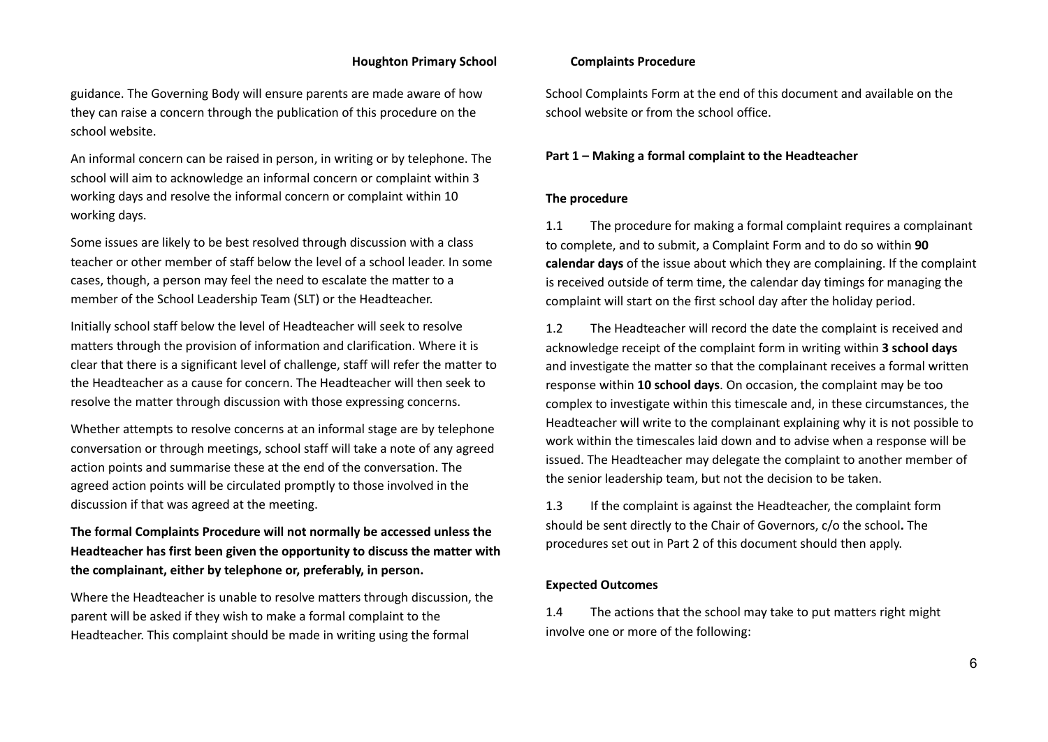guidance. The Governing Body will ensure parents are made aware of how they can raise a concern through the publication of this procedure on the school website.

An informal concern can be raised in person, in writing or by telephone. The school will aim to acknowledge an informal concern or complaint within 3 working days and resolve the informal concern or complaint within 10 working days.

Some issues are likely to be best resolved through discussion with a class teacher or other member of staff below the level of a school leader. In some cases, though, a person may feel the need to escalate the matter to a member of the School Leadership Team (SLT) or the Headteacher.

Initially school staff below the level of Headteacher will seek to resolve matters through the provision of information and clarification. Where it is clear that there is a significant level of challenge, staff will refer the matter to the Headteacher as a cause for concern. The Headteacher will then seek to resolve the matter through discussion with those expressing concerns.

Whether attempts to resolve concerns at an informal stage are by telephone conversation or through meetings, school staff will take a note of any agreed action points and summarise these at the end of the conversation. The agreed action points will be circulated promptly to those involved in the discussion if that was agreed at the meeting.

**The formal Complaints Procedure will not normally be accessed unless the Headteacher has first been given the opportunity to discuss the matter with the complainant, either by telephone or, preferably, in person.**

Where the Headteacher is unable to resolve matters through discussion, the parent will be asked if they wish to make a formal complaint to the Headteacher. This complaint should be made in writing using the formal School Complaints Form at the end of this document and available on the school website or from the school office.

**Part 1 – Making a formal complaint to the Headteacher**

**The procedure**

1.1 The procedure for making a formal complaint requires a complainant to complete, and to submit, a Complaint Form and to do so within **90 calendar days** of the issue about which they are complaining. If the complaint is received outside of term time, the calendar day timings for managing the complaint will start on the first school day after the holiday period.

1.2 The Headteacher will record the date the complaint is received and acknowledge receipt of the complaint form in writing within **3 school days** and investigate the matter so that the complainant receives a formal written response within **10 school days**. On occasion, the complaint may be too complex to investigate within this timescale and, in these circumstances, the Headteacher will write to the complainant explaining why it is not possible to work within the timescales laid down and to advise when a response will be issued. The Headteacher may delegate the complaint to another member of the senior leadership team, but not the decision to be taken.

1.3 If the complaint is against the Headteacher, the complaint form should be sent directly to the Chair of Governors, c/o the school**.** The procedures set out in Part 2 of this document should then apply.

**Expected Outcomes**

1.4 The actions that the school may take to put matters right might involve one or more of the following: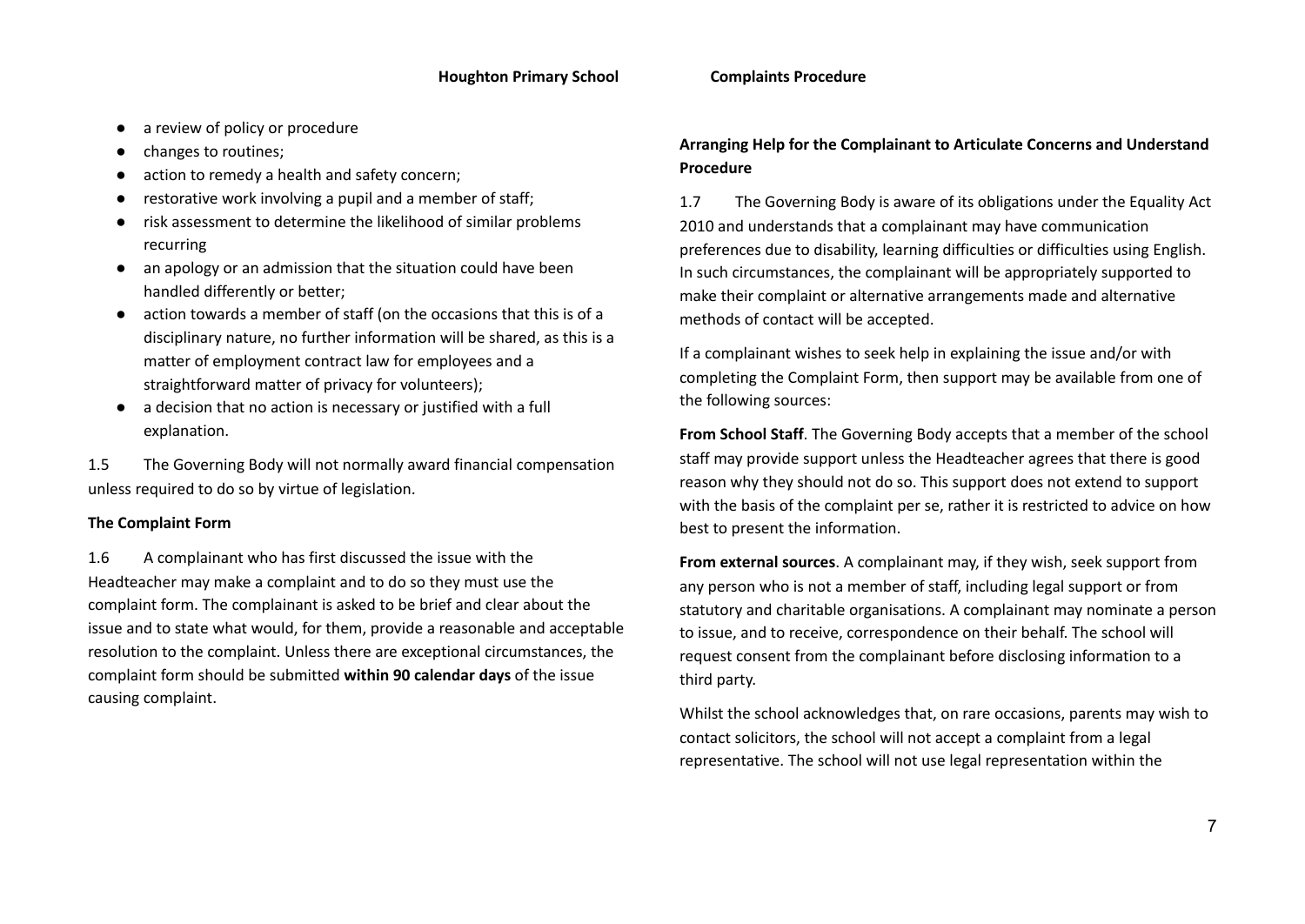- a review of policy or procedure
- changes to routines;
- action to remedy a health and safety concern;
- restorative work involving a pupil and a member of staff;
- risk assessment to determine the likelihood of similar problems recurring
- an apology or an admission that the situation could have been handled differently or better;
- action towards a member of staff (on the occasions that this is of a disciplinary nature, no further information will be shared, as this is a matter of employment contract law for employees and a straightforward matter of privacy for volunteers);
- a decision that no action is necessary or justified with a full explanation.

1.5 The Governing Body will not normally award financial compensation unless required to do so by virtue of legislation.

**The Complaint Form**

1.6 A complainant who has first discussed the issue with the Headteacher may make a complaint and to do so they must use the complaint form. The complainant is asked to be brief and clear about the issue and to state what would, for them, provide a reasonable and acceptable resolution to the complaint. Unless there are exceptional circumstances, the complaint form should be submitted **within 90 calendar days** of the issue causing complaint.

**Arranging Help for the Complainant to Articulate Concerns and Understand Procedure**

1.7 The Governing Body is aware of its obligations under the Equality Act 2010 and understands that a complainant may have communication preferences due to disability, learning difficulties or difficulties using English. In such circumstances, the complainant will be appropriately supported to make their complaint or alternative arrangements made and alternative methods of contact will be accepted.

If a complainant wishes to seek help in explaining the issue and/or with completing the Complaint Form, then support may be available from one of the following sources:

**From School Staff**. The Governing Body accepts that a member of the school staff may provide support unless the Headteacher agrees that there is good reason why they should not do so. This support does not extend to support with the basis of the complaint per se, rather it is restricted to advice on how best to present the information.

**From external sources**. A complainant may, if they wish, seek support from any person who is not a member of staff, including legal support or from statutory and charitable organisations. A complainant may nominate a person to issue, and to receive, correspondence on their behalf. The school will request consent from the complainant before disclosing information to a third party.

Whilst the school acknowledges that, on rare occasions, parents may wish to contact solicitors, the school will not accept a complaint from a legal representative. The school will not use legal representation within the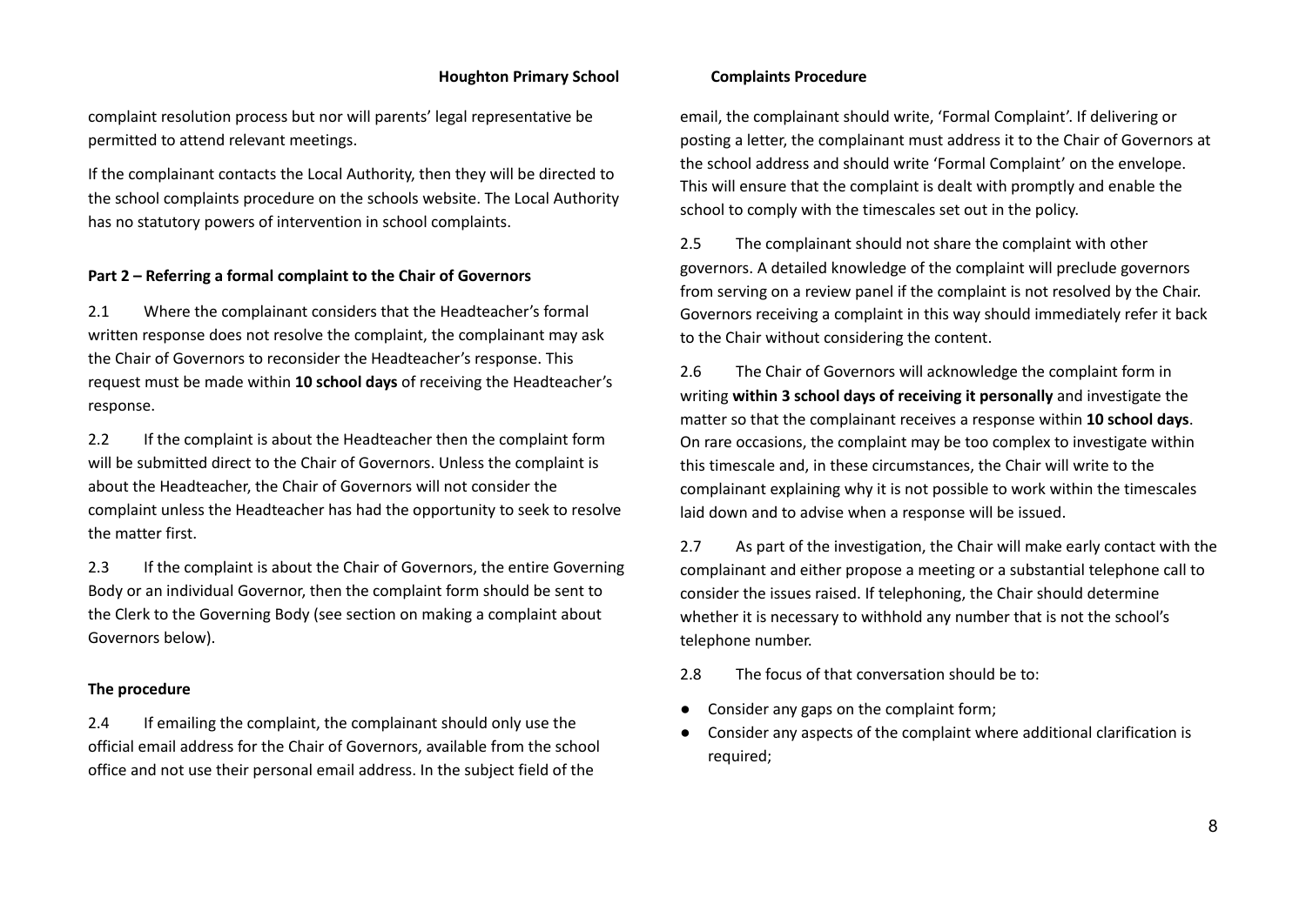complaint resolution process but nor will parents' legal representative be permitted to attend relevant meetings.

If the complainant contacts the Local Authority, then they will be directed to the school complaints procedure on the schools website. The Local Authority has no statutory powers of intervention in school complaints.

**Part 2 – Referring a formal complaint to the Chair of Governors**

2.1 Where the complainant considers that the Headteacher's formal written response does not resolve the complaint, the complainant may ask the Chair of Governors to reconsider the Headteacher's response. This request must be made within **10 school days** of receiving the Headteacher's response.

2.2 If the complaint is about the Headteacher then the complaint form will be submitted direct to the Chair of Governors. Unless the complaint is about the Headteacher, the Chair of Governors will not consider the complaint unless the Headteacher has had the opportunity to seek to resolve the matter first.

2.3 If the complaint is about the Chair of Governors, the entire Governing Body or an individual Governor, then the complaint form should be sent to the Clerk to the Governing Body (see section on making a complaint about Governors below).

**The procedure**

2.4 If emailing the complaint, the complainant should only use the official email address for the Chair of Governors, available from the school office and not use their personal email address. In the subject field of the email, the complainant should write, 'Formal Complaint'. If delivering or posting a letter, the complainant must address it to the Chair of Governors at the school address and should write 'Formal Complaint' on the envelope. This will ensure that the complaint is dealt with promptly and enable the school to comply with the timescales set out in the policy.

2.5 The complainant should not share the complaint with other governors. A detailed knowledge of the complaint will preclude governors from serving on a review panel if the complaint is not resolved by the Chair. Governors receiving a complaint in this way should immediately refer it back to the Chair without considering the content.

2.6 The Chair of Governors will acknowledge the complaint form in writing **within 3 school days of receiving it personally** and investigate the matter so that the complainant receives a response within **10 school days**. On rare occasions, the complaint may be too complex to investigate within this timescale and, in these circumstances, the Chair will write to the complainant explaining why it is not possible to work within the timescales laid down and to advise when a response will be issued.

2.7 As part of the investigation, the Chair will make early contact with the complainant and either propose a meeting or a substantial telephone call to consider the issues raised. If telephoning, the Chair should determine whether it is necessary to withhold any number that is not the school's telephone number.

2.8 The focus of that conversation should be to:

- Consider any gaps on the complaint form;
- Consider any aspects of the complaint where additional clarification is required;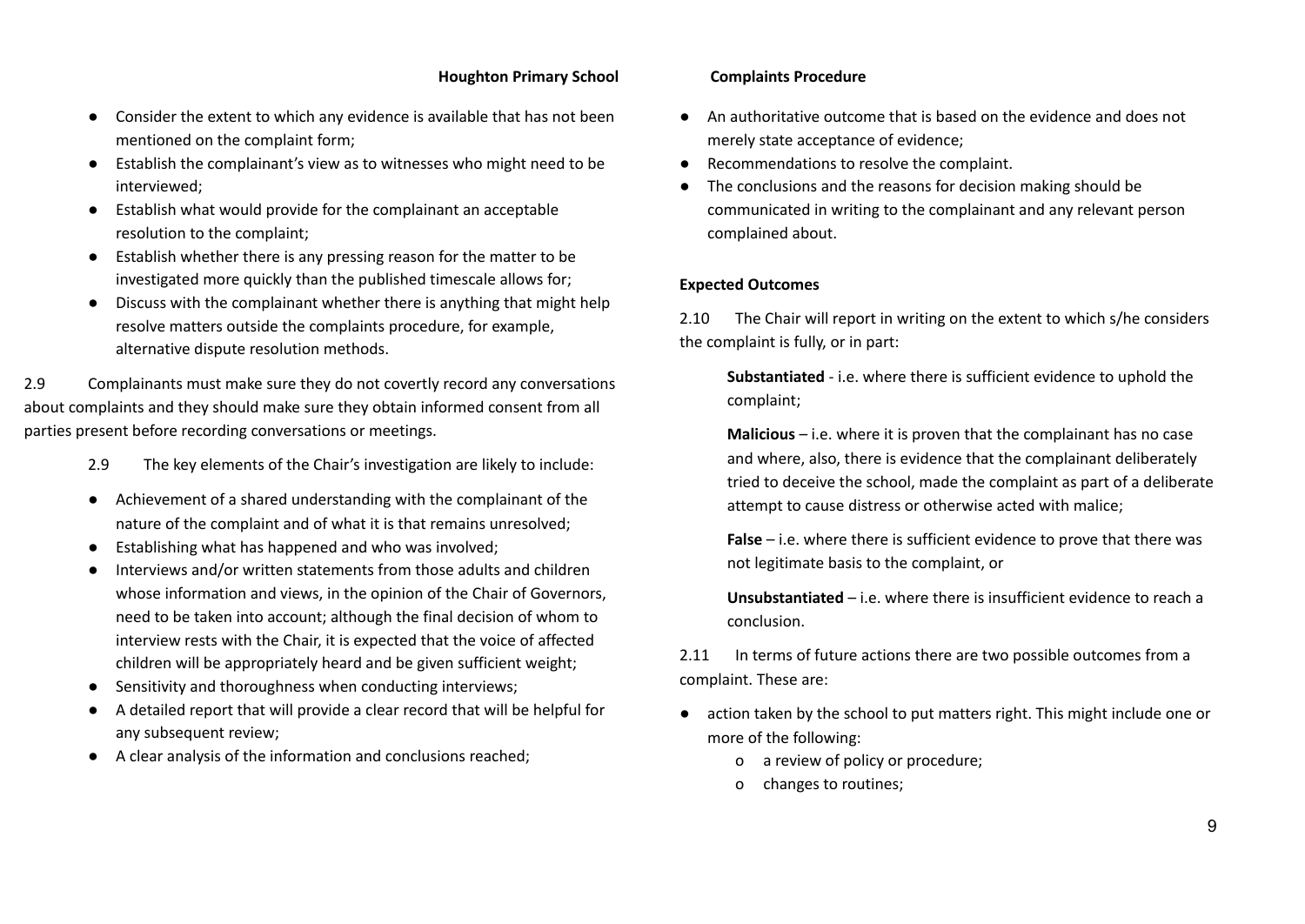- Consider the extent to which any evidence is available that has not been mentioned on the complaint form;
- Establish the complainant's view as to witnesses who might need to be interviewed;
- Establish what would provide for the complainant an acceptable resolution to the complaint;
- Establish whether there is any pressing reason for the matter to be investigated more quickly than the published timescale allows for;
- Discuss with the complainant whether there is anything that might help resolve matters outside the complaints procedure, for example, alternative dispute resolution methods.

2.9 Complainants must make sure they do not covertly record any conversations about complaints and they should make sure they obtain informed consent from all parties present before recording conversations or meetings.

2.9 The key elements of the Chair's investigation are likely to include:

- Achievement of a shared understanding with the complainant of the nature of the complaint and of what it is that remains unresolved;
- Establishing what has happened and who was involved;
- Interviews and/or written statements from those adults and children whose information and views, in the opinion of the Chair of Governors, need to be taken into account; although the final decision of whom to interview rests with the Chair, it is expected that the voice of affected children will be appropriately heard and be given sufficient weight;
- Sensitivity and thoroughness when conducting interviews;
- A detailed report that will provide a clear record that will be helpful for any subsequent review;
- A clear analysis of the information and conclusions reached;
- An authoritative outcome that is based on the evidence and does not merely state acceptance of evidence;
- Recommendations to resolve the complaint.
- The conclusions and the reasons for decision making should be communicated in writing to the complainant and any relevant person complained about.

**Expected Outcomes**

2.10 The Chair will report in writing on the extent to which s/he considers the complaint is fully, or in part:

**Substantiated** - i.e. where there is sufficient evidence to uphold the complaint;

**Malicious** – i.e. where it is proven that the complainant has no case and where, also, there is evidence that the complainant deliberately tried to deceive the school, made the complaint as part of a deliberate attempt to cause distress or otherwise acted with malice;

**False** – i.e. where there is sufficient evidence to prove that there was not legitimate basis to the complaint, or

**Unsubstantiated** – i.e. where there is insufficient evidence to reach a conclusion.

2.11 In terms of future actions there are two possible outcomes from a complaint. These are:

- action taken by the school to put matters right. This might include one or more of the following:
  - a review of policy or procedure;
  - changes to routines;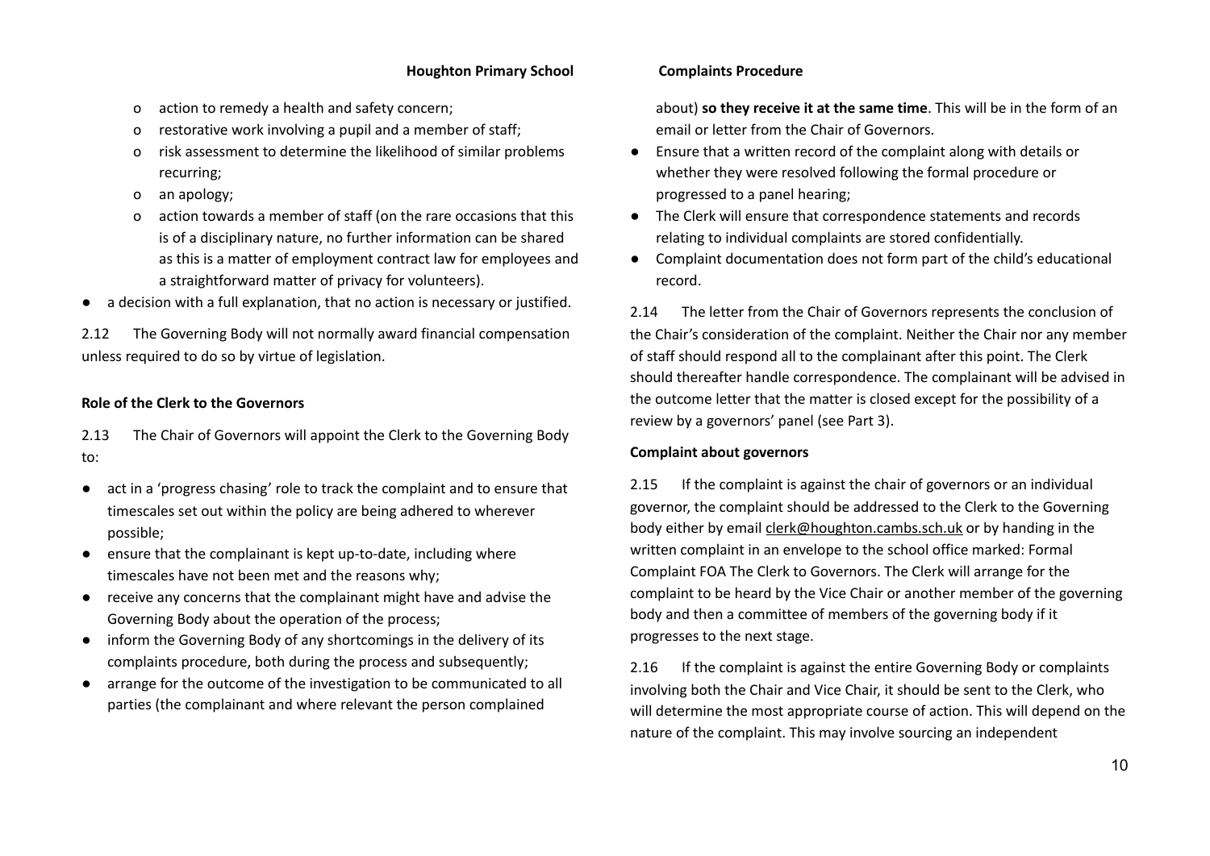- o action to remedy a health and safety concern;
- o restorative work involving a pupil and a member of staff;
- o risk assessment to determine the likelihood of similar problems recurring;
- o an apology;
- o action towards a member of staff (on the rare occasions that this is of a disciplinary nature, no further information can be shared as this is a matter of employment contract law for employees and a straightforward matter of privacy for volunteers).
- a decision with a full explanation, that no action is necessary or justified.

2.12 The Governing Body will not normally award financial compensation unless required to do so by virtue of legislation.

**Role of the Clerk to the Governors**

2.13 The Chair of Governors will appoint the Clerk to the Governing Body to:

- act in a 'progress chasing' role to track the complaint and to ensure that timescales set out within the policy are being adhered to wherever possible;
- ensure that the complainant is kept up-to-date, including where timescales have not been met and the reasons why;
- receive any concerns that the complainant might have and advise the Governing Body about the operation of the process;
- inform the Governing Body of any shortcomings in the delivery of its complaints procedure, both during the process and subsequently;
- arrange for the outcome of the investigation to be communicated to all parties (the complainant and where relevant the person complained about) **so they receive it at the same time**. This will be in the form of an email or letter from the Chair of Governors.
- Ensure that a written record of the complaint along with details or whether they were resolved following the formal procedure or progressed to a panel hearing;
- The Clerk will ensure that correspondence statements and records relating to individual complaints are stored confidentially.
- Complaint documentation does not form part of the child's educational record.

2.14 The letter from the Chair of Governors represents the conclusion of the Chair's consideration of the complaint. Neither the Chair nor any member of staff should respond all to the complainant after this point. The Clerk should thereafter handle correspondence. The complainant will be advised in the outcome letter that the matter is closed except for the possibility of a review by a governors' panel (see Part 3).

**Complaint about governors**

2.15 If the complaint is against the chair of governors or an individual governor, the complaint should be addressed to the Clerk to the Governing body either by email clerk@houghton.cambs.sch.uk or by handing in the written complaint in an envelope to the school office marked: Formal Complaint FOA The Clerk to Governors. The Clerk will arrange for the complaint to be heard by the Vice Chair or another member of the governing body and then a committee of members of the governing body if it progresses to the next stage.

2.16 If the complaint is against the entire Governing Body or complaints involving both the Chair and Vice Chair, it should be sent to the Clerk, who will determine the most appropriate course of action. This will depend on the nature of the complaint. This may involve sourcing an independent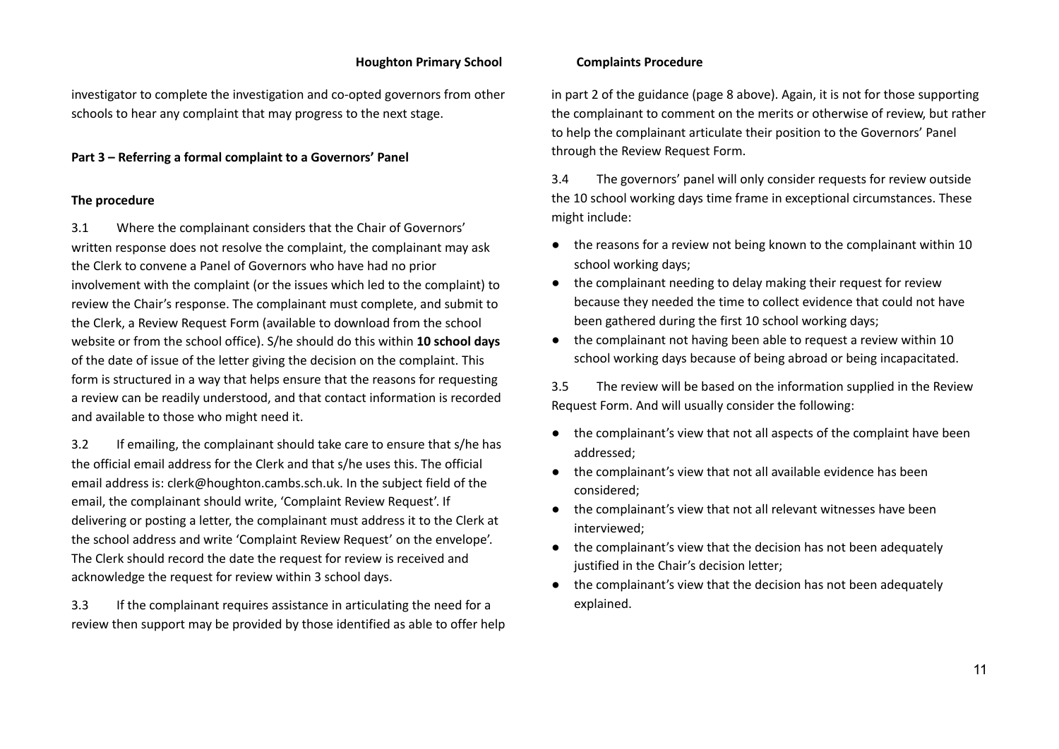investigator to complete the investigation and co-opted governors from other schools to hear any complaint that may progress to the next stage.

**Part 3 – Referring a formal complaint to a Governors' Panel**

**The procedure**

3.1 Where the complainant considers that the Chair of Governors' written response does not resolve the complaint, the complainant may ask the Clerk to convene a Panel of Governors who have had no prior involvement with the complaint (or the issues which led to the complaint) to review the Chair's response. The complainant must complete, and submit to the Clerk, a Review Request Form (available to download from the school website or from the school office). S/he should do this within **10 school days** of the date of issue of the letter giving the decision on the complaint. This form is structured in a way that helps ensure that the reasons for requesting a review can be readily understood, and that contact information is recorded and available to those who might need it.

3.2 If emailing, the complainant should take care to ensure that s/he has the official email address for the Clerk and that s/he uses this. The official email address is: clerk@houghton.cambs.sch.uk. In the subject field of the email, the complainant should write, 'Complaint Review Request'. If delivering or posting a letter, the complainant must address it to the Clerk at the school address and write 'Complaint Review Request' on the envelope'. The Clerk should record the date the request for review is received and acknowledge the request for review within 3 school days.

3.3 If the complainant requires assistance in articulating the need for a review then support may be provided by those identified as able to offer help in part 2 of the guidance (page 8 above). Again, it is not for those supporting the complainant to comment on the merits or otherwise of review, but rather to help the complainant articulate their position to the Governors' Panel through the Review Request Form.

3.4 The governors' panel will only consider requests for review outside the 10 school working days time frame in exceptional circumstances. These might include:

- the reasons for a review not being known to the complainant within 10 school working days;
- the complainant needing to delay making their request for review because they needed the time to collect evidence that could not have been gathered during the first 10 school working days;
- the complainant not having been able to request a review within 10 school working days because of being abroad or being incapacitated.

3.5 The review will be based on the information supplied in the Review Request Form. And will usually consider the following:

- the complainant's view that not all aspects of the complaint have been addressed;
- the complainant's view that not all available evidence has been considered;
- the complainant's view that not all relevant witnesses have been interviewed;
- the complainant's view that the decision has not been adequately justified in the Chair's decision letter;
- the complainant's view that the decision has not been adequately explained.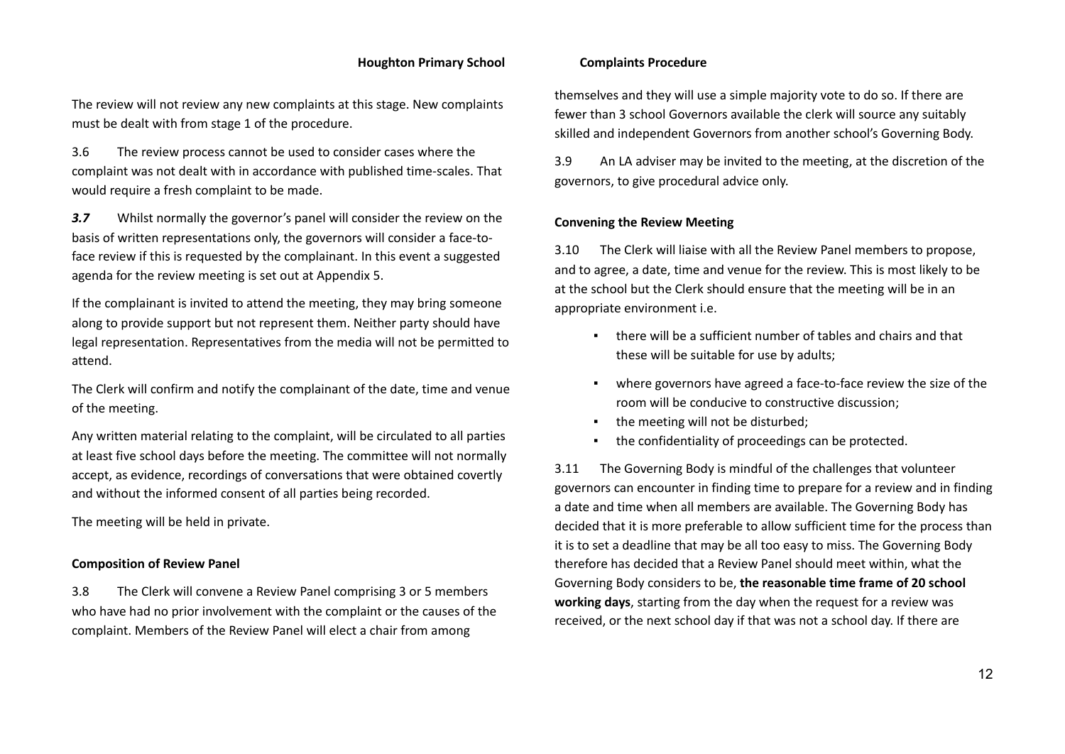The review will not review any new complaints at this stage. New complaints must be dealt with from stage 1 of the procedure.

3.6 The review process cannot be used to consider cases where the complaint was not dealt with in accordance with published time-scales. That would require a fresh complaint to be made.

***3.7*** Whilst normally the governor's panel will consider the review on the basis of written representations only, the governors will consider a face-to-face review if this is requested by the complainant. In this event a suggested agenda for the review meeting is set out at Appendix 5.

If the complainant is invited to attend the meeting, they may bring someone along to provide support but not represent them. Neither party should have legal representation. Representatives from the media will not be permitted to attend.

The Clerk will confirm and notify the complainant of the date, time and venue of the meeting.

Any written material relating to the complaint, will be circulated to all parties at least five school days before the meeting. The committee will not normally accept, as evidence, recordings of conversations that were obtained covertly and without the informed consent of all parties being recorded.

The meeting will be held in private.

**Composition of Review Panel**

3.8 The Clerk will convene a Review Panel comprising 3 or 5 members who have had no prior involvement with the complaint or the causes of the complaint. Members of the Review Panel will elect a chair from among themselves and they will use a simple majority vote to do so. If there are fewer than 3 school Governors available the clerk will source any suitably skilled and independent Governors from another school's Governing Body.

3.9 An LA adviser may be invited to the meeting, at the discretion of the governors, to give procedural advice only.

**Convening the Review Meeting**

3.10 The Clerk will liaise with all the Review Panel members to propose, and to agree, a date, time and venue for the review. This is most likely to be at the school but the Clerk should ensure that the meeting will be in an appropriate environment i.e.

- there will be a sufficient number of tables and chairs and that these will be suitable for use by adults;
- where governors have agreed a face-to-face review the size of the room will be conducive to constructive discussion;
- the meeting will not be disturbed;
- the confidentiality of proceedings can be protected.

3.11 The Governing Body is mindful of the challenges that volunteer governors can encounter in finding time to prepare for a review and in finding a date and time when all members are available. The Governing Body has decided that it is more preferable to allow sufficient time for the process than it is to set a deadline that may be all too easy to miss. The Governing Body therefore has decided that a Review Panel should meet within, what the Governing Body considers to be, **the reasonable time frame of 20 school working days**, starting from the day when the request for a review was received, or the next school day if that was not a school day. If there are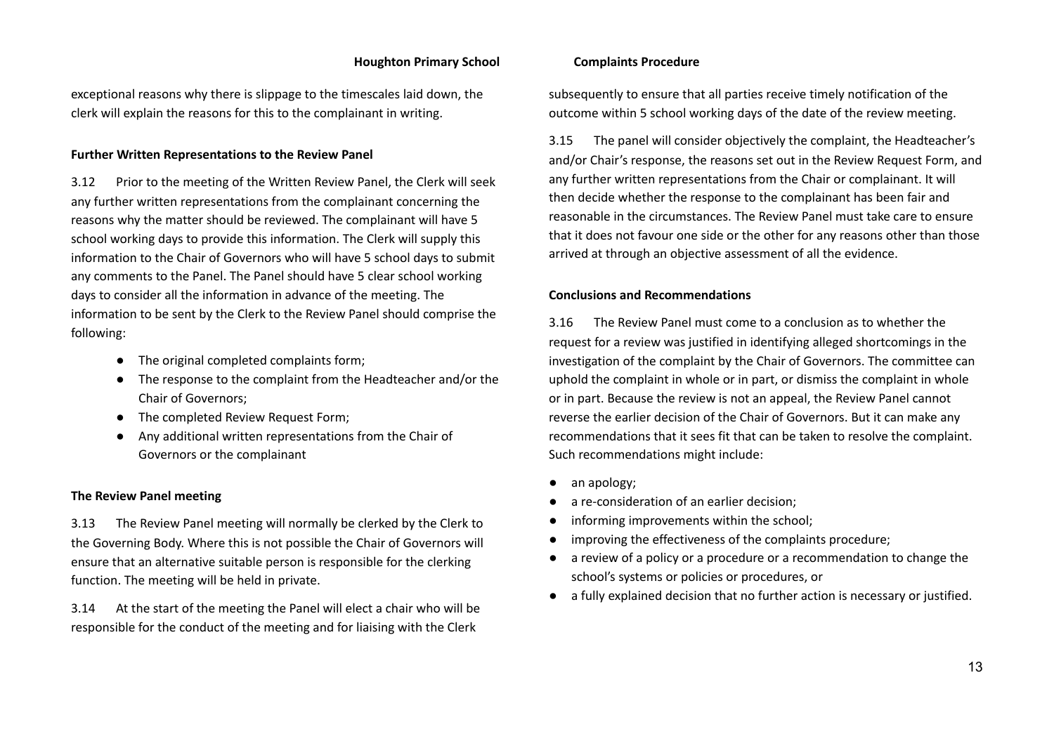exceptional reasons why there is slippage to the timescales laid down, the clerk will explain the reasons for this to the complainant in writing.

**Further Written Representations to the Review Panel**

3.12 Prior to the meeting of the Written Review Panel, the Clerk will seek any further written representations from the complainant concerning the reasons why the matter should be reviewed. The complainant will have 5 school working days to provide this information. The Clerk will supply this information to the Chair of Governors who will have 5 school days to submit any comments to the Panel. The Panel should have 5 clear school working days to consider all the information in advance of the meeting. The information to be sent by the Clerk to the Review Panel should comprise the following:

- The original completed complaints form;
- The response to the complaint from the Headteacher and/or the Chair of Governors;
- The completed Review Request Form;
- Any additional written representations from the Chair of Governors or the complainant

**The Review Panel meeting**

3.13 The Review Panel meeting will normally be clerked by the Clerk to the Governing Body. Where this is not possible the Chair of Governors will ensure that an alternative suitable person is responsible for the clerking function. The meeting will be held in private.

3.14 At the start of the meeting the Panel will elect a chair who will be responsible for the conduct of the meeting and for liaising with the Clerk subsequently to ensure that all parties receive timely notification of the outcome within 5 school working days of the date of the review meeting.

3.15 The panel will consider objectively the complaint, the Headteacher's and/or Chair's response, the reasons set out in the Review Request Form, and any further written representations from the Chair or complainant. It will then decide whether the response to the complainant has been fair and reasonable in the circumstances. The Review Panel must take care to ensure that it does not favour one side or the other for any reasons other than those arrived at through an objective assessment of all the evidence.

**Conclusions and Recommendations**

3.16 The Review Panel must come to a conclusion as to whether the request for a review was justified in identifying alleged shortcomings in the investigation of the complaint by the Chair of Governors. The committee can uphold the complaint in whole or in part, or dismiss the complaint in whole or in part. Because the review is not an appeal, the Review Panel cannot reverse the earlier decision of the Chair of Governors. But it can make any recommendations that it sees fit that can be taken to resolve the complaint. Such recommendations might include:

- an apology;
- a re-consideration of an earlier decision;
- informing improvements within the school;
- improving the effectiveness of the complaints procedure;
- a review of a policy or a procedure or a recommendation to change the school's systems or policies or procedures, or
- a fully explained decision that no further action is necessary or justified.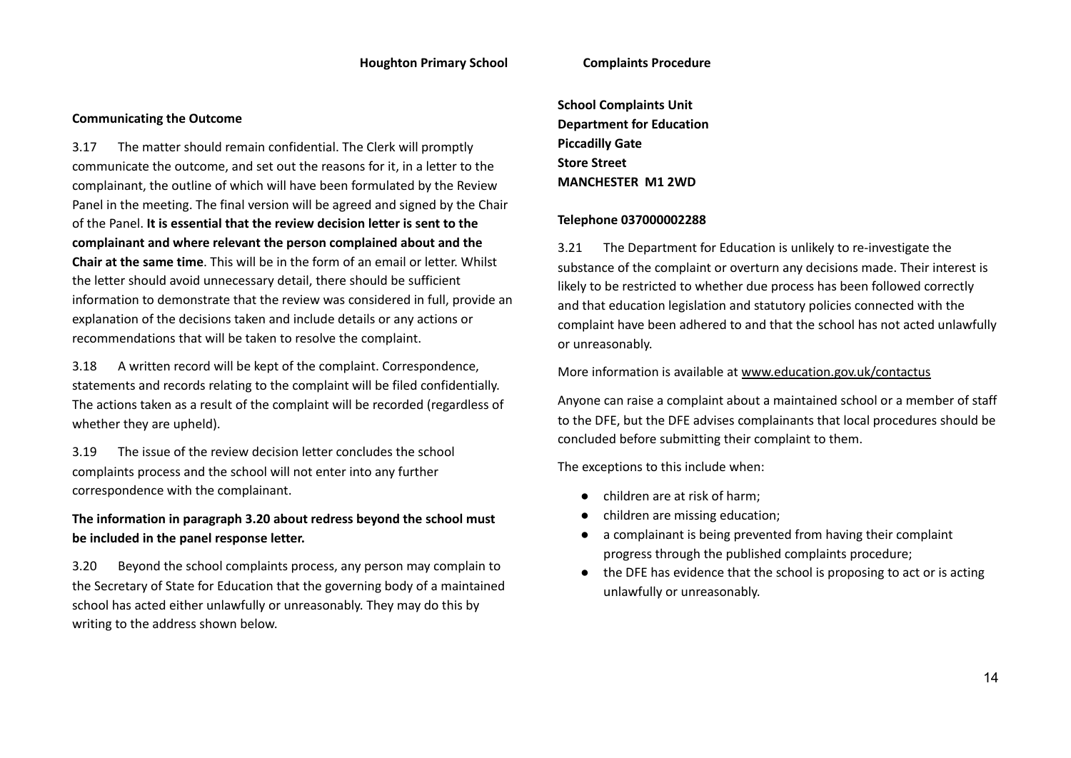### Communicating the Outcome

3.17 The matter should remain confidential. The Clerk will promptly communicate the outcome, and set out the reasons for it, in a letter to the complainant, the outline of which will have been formulated by the Review Panel in the meeting. The final version will be agreed and signed by the Chair of the Panel. **It is essential that the review decision letter is sent to the complainant and where relevant the person complained about and the Chair at the same time**. This will be in the form of an email or letter. Whilst the letter should avoid unnecessary detail, there should be sufficient information to demonstrate that the review was considered in full, provide an explanation of the decisions taken and include details or any actions or recommendations that will be taken to resolve the complaint.

3.18 A written record will be kept of the complaint. Correspondence, statements and records relating to the complaint will be filed confidentially. The actions taken as a result of the complaint will be recorded (regardless of whether they are upheld).

3.19 The issue of the review decision letter concludes the school complaints process and the school will not enter into any further correspondence with the complainant.

**The information in paragraph 3.20 about redress beyond the school must be included in the panel response letter.**

3.20 Beyond the school complaints process, any person may complain to the Secretary of State for Education that the governing body of a maintained school has acted either unlawfully or unreasonably. They may do this by writing to the address shown below.

**School Complaints Unit**
**Department for Education**
**Piccadilly Gate**
**Store Street**
**MANCHESTER M1 2WD**

**Telephone 037000002288**

3.21 The Department for Education is unlikely to re-investigate the substance of the complaint or overturn any decisions made. Their interest is likely to be restricted to whether due process has been followed correctly and that education legislation and statutory policies connected with the complaint have been adhered to and that the school has not acted unlawfully or unreasonably.

More information is available at www.education.gov.uk/contactus

Anyone can raise a complaint about a maintained school or a member of staff to the DFE, but the DFE advises complainants that local procedures should be concluded before submitting their complaint to them.

The exceptions to this include when:

- children are at risk of harm;
- children are missing education;
- a complainant is being prevented from having their complaint progress through the published complaints procedure;
- the DFE has evidence that the school is proposing to act or is acting unlawfully or unreasonably.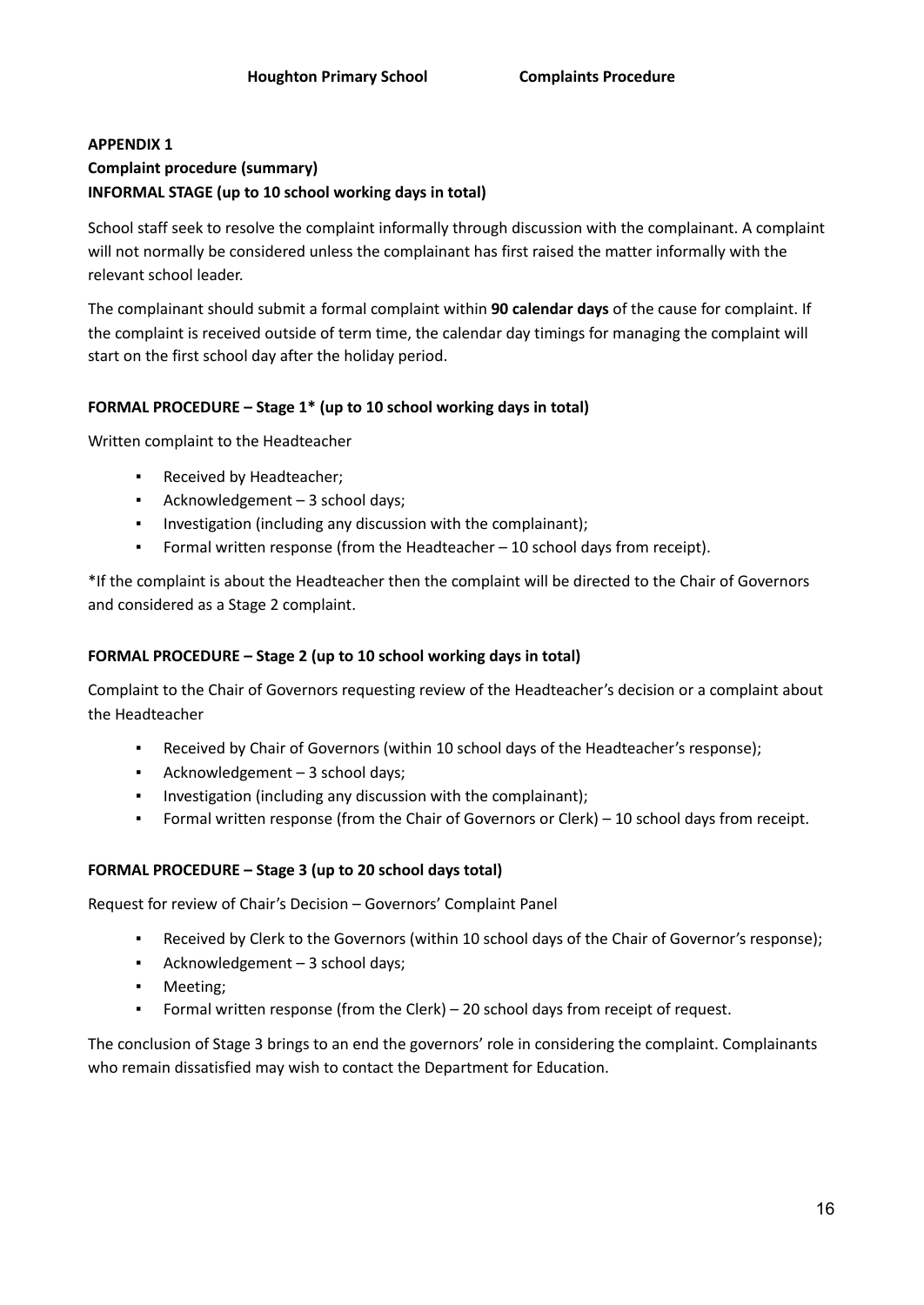## APPENDIX 1

### Complaint procedure (summary)

### INFORMAL STAGE (up to 10 school working days in total)

School staff seek to resolve the complaint informally through discussion with the complainant. A complaint will not normally be considered unless the complainant has first raised the matter informally with the relevant school leader.

The complainant should submit a formal complaint within **90 calendar days** of the cause for complaint. If the complaint is received outside of term time, the calendar day timings for managing the complaint will start on the first school day after the holiday period.

### FORMAL PROCEDURE – Stage 1* (up to 10 school working days in total)

Written complaint to the Headteacher

- Received by Headteacher;
- Acknowledgement – 3 school days;
- Investigation (including any discussion with the complainant);
- Formal written response (from the Headteacher – 10 school days from receipt).

*If the complaint is about the Headteacher then the complaint will be directed to the Chair of Governors and considered as a Stage 2 complaint.

### FORMAL PROCEDURE – Stage 2 (up to 10 school working days in total)

Complaint to the Chair of Governors requesting review of the Headteacher's decision or a complaint about the Headteacher

- Received by Chair of Governors (within 10 school days of the Headteacher's response);
- Acknowledgement – 3 school days;
- Investigation (including any discussion with the complainant);
- Formal written response (from the Chair of Governors or Clerk) – 10 school days from receipt.

### FORMAL PROCEDURE – Stage 3 (up to 20 school days total)

Request for review of Chair's Decision – Governors' Complaint Panel

- Received by Clerk to the Governors (within 10 school days of the Chair of Governor's response);
- Acknowledgement – 3 school days;
- Meeting;
- Formal written response (from the Clerk) – 20 school days from receipt of request.

The conclusion of Stage 3 brings to an end the governors' role in considering the complaint. Complainants who remain dissatisfied may wish to contact the Department for Education.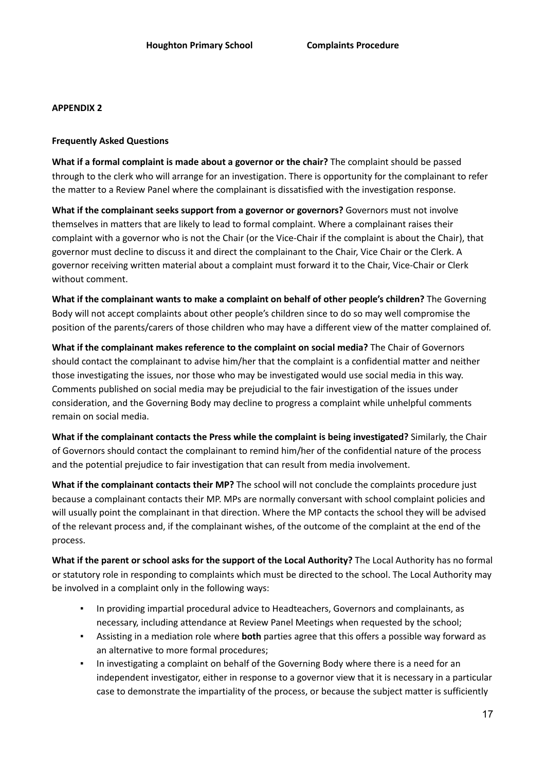## APPENDIX 2

### Frequently Asked Questions

**What if a formal complaint is made about a governor or the chair?** The complaint should be passed through to the clerk who will arrange for an investigation. There is opportunity for the complainant to refer the matter to a Review Panel where the complainant is dissatisfied with the investigation response.

**What if the complainant seeks support from a governor or governors?** Governors must not involve themselves in matters that are likely to lead to formal complaint. Where a complainant raises their complaint with a governor who is not the Chair (or the Vice-Chair if the complaint is about the Chair), that governor must decline to discuss it and direct the complainant to the Chair, Vice Chair or the Clerk. A governor receiving written material about a complaint must forward it to the Chair, Vice-Chair or Clerk without comment.

**What if the complainant wants to make a complaint on behalf of other people's children?** The Governing Body will not accept complaints about other people's children since to do so may well compromise the position of the parents/carers of those children who may have a different view of the matter complained of.

**What if the complainant makes reference to the complaint on social media?** The Chair of Governors should contact the complainant to advise him/her that the complaint is a confidential matter and neither those investigating the issues, nor those who may be investigated would use social media in this way. Comments published on social media may be prejudicial to the fair investigation of the issues under consideration, and the Governing Body may decline to progress a complaint while unhelpful comments remain on social media.

**What if the complainant contacts the Press while the complaint is being investigated?** Similarly, the Chair of Governors should contact the complainant to remind him/her of the confidential nature of the process and the potential prejudice to fair investigation that can result from media involvement.

**What if the complainant contacts their MP?** The school will not conclude the complaints procedure just because a complainant contacts their MP. MPs are normally conversant with school complaint policies and will usually point the complainant in that direction. Where the MP contacts the school they will be advised of the relevant process and, if the complainant wishes, of the outcome of the complaint at the end of the process.

**What if the parent or school asks for the support of the Local Authority?** The Local Authority has no formal or statutory role in responding to complaints which must be directed to the school. The Local Authority may be involved in a complaint only in the following ways:

- In providing impartial procedural advice to Headteachers, Governors and complainants, as necessary, including attendance at Review Panel Meetings when requested by the school;
- Assisting in a mediation role where **both** parties agree that this offers a possible way forward as an alternative to more formal procedures;
- In investigating a complaint on behalf of the Governing Body where there is a need for an independent investigator, either in response to a governor view that it is necessary in a particular case to demonstrate the impartiality of the process, or because the subject matter is sufficiently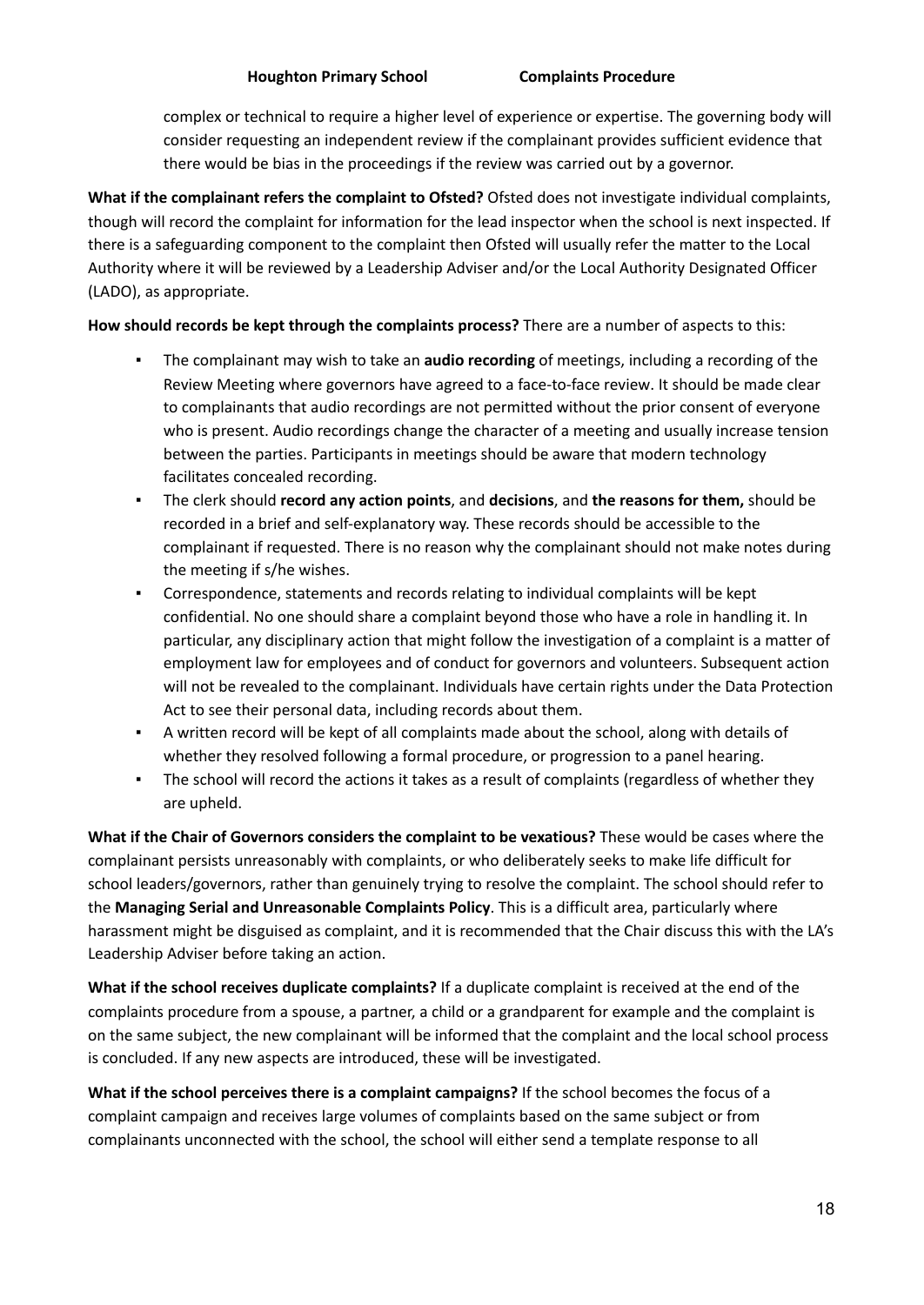complex or technical to require a higher level of experience or expertise. The governing body will consider requesting an independent review if the complainant provides sufficient evidence that there would be bias in the proceedings if the review was carried out by a governor.

**What if the complainant refers the complaint to Ofsted?** Ofsted does not investigate individual complaints, though will record the complaint for information for the lead inspector when the school is next inspected. If there is a safeguarding component to the complaint then Ofsted will usually refer the matter to the Local Authority where it will be reviewed by a Leadership Adviser and/or the Local Authority Designated Officer (LADO), as appropriate.

**How should records be kept through the complaints process?** There are a number of aspects to this:

- The complainant may wish to take an **audio recording** of meetings, including a recording of the Review Meeting where governors have agreed to a face-to-face review. It should be made clear to complainants that audio recordings are not permitted without the prior consent of everyone who is present. Audio recordings change the character of a meeting and usually increase tension between the parties. Participants in meetings should be aware that modern technology facilitates concealed recording.
- The clerk should **record any action points**, and **decisions**, and **the reasons for them,** should be recorded in a brief and self-explanatory way. These records should be accessible to the complainant if requested. There is no reason why the complainant should not make notes during the meeting if s/he wishes.
- Correspondence, statements and records relating to individual complaints will be kept confidential. No one should share a complaint beyond those who have a role in handling it. In particular, any disciplinary action that might follow the investigation of a complaint is a matter of employment law for employees and of conduct for governors and volunteers. Subsequent action will not be revealed to the complainant. Individuals have certain rights under the Data Protection Act to see their personal data, including records about them.
- A written record will be kept of all complaints made about the school, along with details of whether they resolved following a formal procedure, or progression to a panel hearing.
- The school will record the actions it takes as a result of complaints (regardless of whether they are upheld.

**What if the Chair of Governors considers the complaint to be vexatious?** These would be cases where the complainant persists unreasonably with complaints, or who deliberately seeks to make life difficult for school leaders/governors, rather than genuinely trying to resolve the complaint. The school should refer to the **Managing Serial and Unreasonable Complaints Policy**. This is a difficult area, particularly where harassment might be disguised as complaint, and it is recommended that the Chair discuss this with the LA's Leadership Adviser before taking an action.

**What if the school receives duplicate complaints?** If a duplicate complaint is received at the end of the complaints procedure from a spouse, a partner, a child or a grandparent for example and the complaint is on the same subject, the new complainant will be informed that the complaint and the local school process is concluded. If any new aspects are introduced, these will be investigated.

**What if the school perceives there is a complaint campaigns?** If the school becomes the focus of a complaint campaign and receives large volumes of complaints based on the same subject or from complainants unconnected with the school, the school will either send a template response to all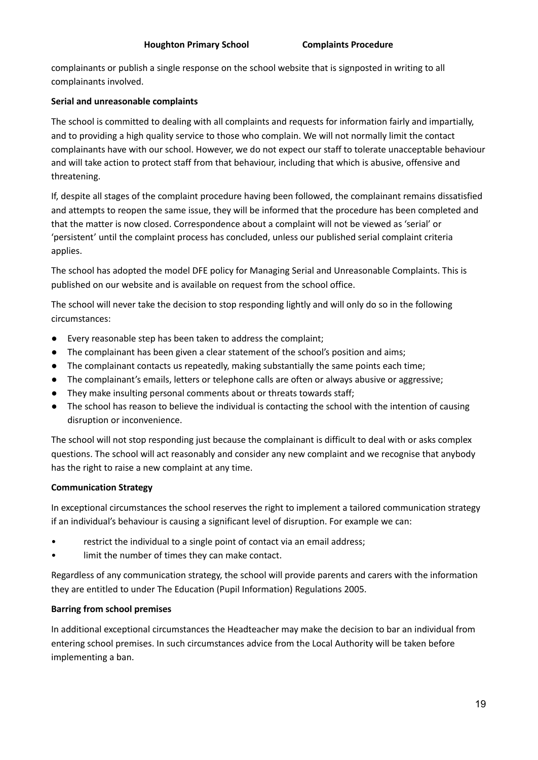complainants or publish a single response on the school website that is signposted in writing to all complainants involved.

**Serial and unreasonable complaints**

The school is committed to dealing with all complaints and requests for information fairly and impartially, and to providing a high quality service to those who complain. We will not normally limit the contact complainants have with our school. However, we do not expect our staff to tolerate unacceptable behaviour and will take action to protect staff from that behaviour, including that which is abusive, offensive and threatening.

If, despite all stages of the complaint procedure having been followed, the complainant remains dissatisfied and attempts to reopen the same issue, they will be informed that the procedure has been completed and that the matter is now closed. Correspondence about a complaint will not be viewed as 'serial' or 'persistent' until the complaint process has concluded, unless our published serial complaint criteria applies.

The school has adopted the model DFE policy for Managing Serial and Unreasonable Complaints. This is published on our website and is available on request from the school office.

The school will never take the decision to stop responding lightly and will only do so in the following circumstances:

- Every reasonable step has been taken to address the complaint;
- The complainant has been given a clear statement of the school's position and aims;
- The complainant contacts us repeatedly, making substantially the same points each time;
- The complainant's emails, letters or telephone calls are often or always abusive or aggressive;
- They make insulting personal comments about or threats towards staff;
- The school has reason to believe the individual is contacting the school with the intention of causing disruption or inconvenience.

The school will not stop responding just because the complainant is difficult to deal with or asks complex questions. The school will act reasonably and consider any new complaint and we recognise that anybody has the right to raise a new complaint at any time.

**Communication Strategy**

In exceptional circumstances the school reserves the right to implement a tailored communication strategy if an individual's behaviour is causing a significant level of disruption. For example we can:

- restrict the individual to a single point of contact via an email address;
- limit the number of times they can make contact.

Regardless of any communication strategy, the school will provide parents and carers with the information they are entitled to under The Education (Pupil Information) Regulations 2005.

**Barring from school premises**

In additional exceptional circumstances the Headteacher may make the decision to bar an individual from entering school premises. In such circumstances advice from the Local Authority will be taken before implementing a ban.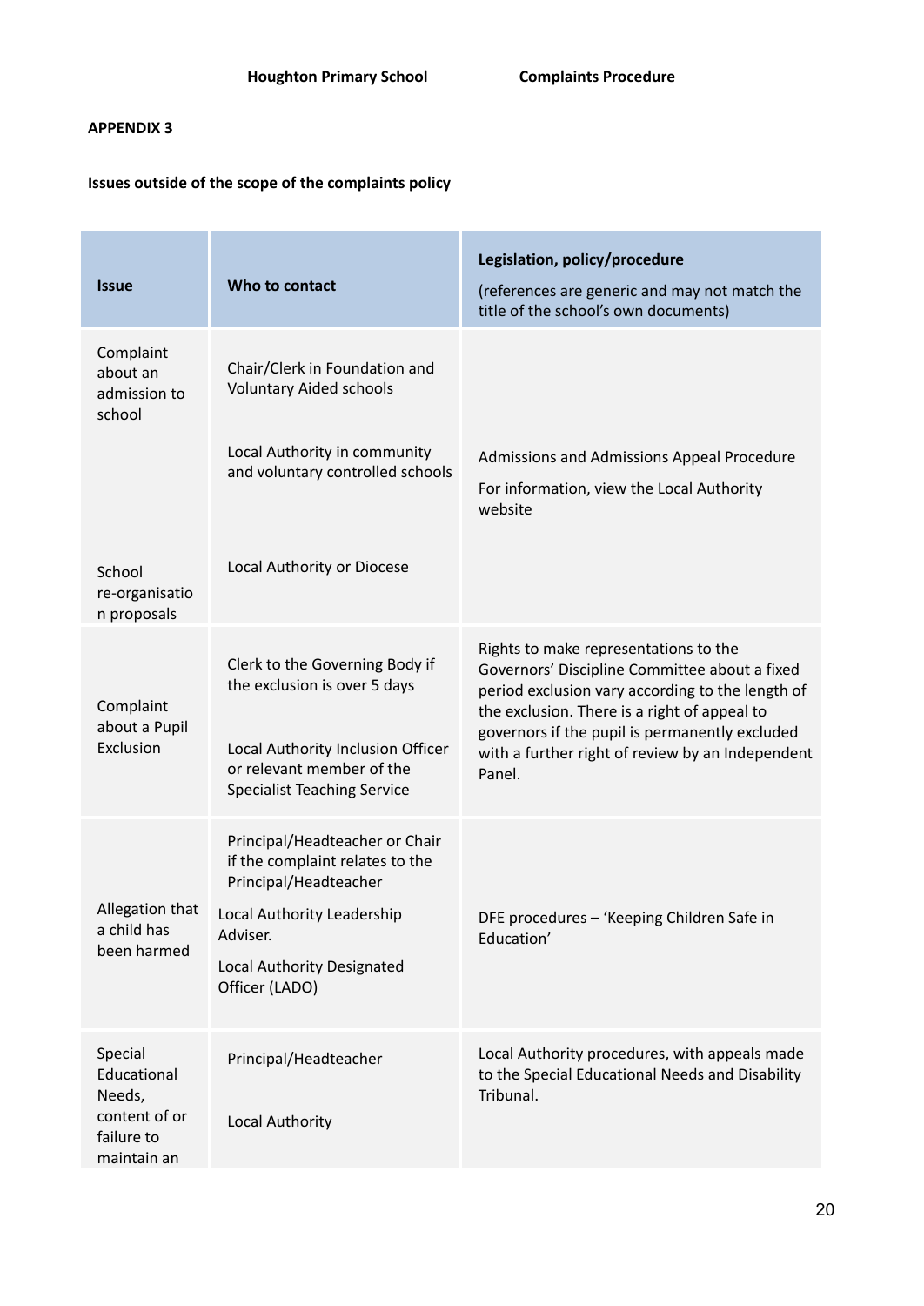**APPENDIX 3**

**Issues outside of the scope of the complaints policy**

| Issue | Who to contact | Legislation, policy/procedure (references are generic and may not match the title of the school's own documents) |
|---|---|---|
| Complaint about an admission to school | Chair/Clerk in Foundation and Voluntary Aided schools<br><br>Local Authority in community and voluntary controlled schools | Admissions and Admissions Appeal Procedure<br><br>For information, view the Local Authority website |
| School re-organisation proposals | Local Authority or Diocese | |
| Complaint about a Pupil Exclusion | Clerk to the Governing Body if the exclusion is over 5 days<br><br>Local Authority Inclusion Officer or relevant member of the Specialist Teaching Service | Rights to make representations to the Governors' Discipline Committee about a fixed period exclusion vary according to the length of the exclusion. There is a right of appeal to governors if the pupil is permanently excluded with a further right of review by an Independent Panel. |
| Allegation that a child has been harmed | Principal/Headteacher or Chair if the complaint relates to the Principal/Headteacher<br><br>Local Authority Leadership Adviser.<br><br>Local Authority Designated Officer (LADO) | DFE procedures – 'Keeping Children Safe in Education' |
| Special Educational Needs, content of or failure to maintain an | Principal/Headteacher<br><br>Local Authority | Local Authority procedures, with appeals made to the Special Educational Needs and Disability Tribunal. |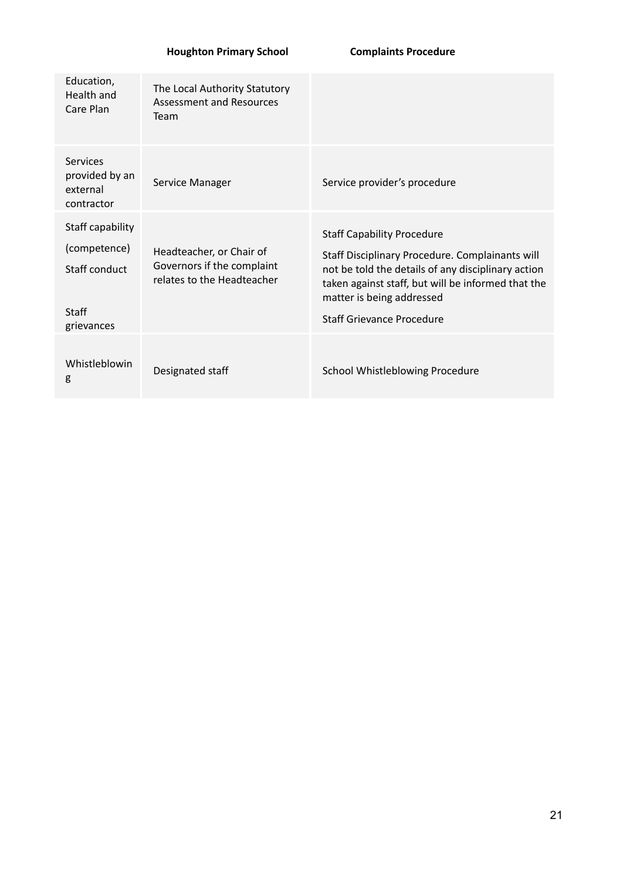| | | |
|---|---|---|
| Education, Health and Care Plan | The Local Authority Statutory Assessment and Resources Team | |
| Services provided by an external contractor | Service Manager | Service provider's procedure |
| Staff capability (competence)<br>Staff conduct<br><br>Staff grievances | Headteacher, or Chair of Governors if the complaint relates to the Headteacher | Staff Capability Procedure<br>Staff Disciplinary Procedure. Complainants will not be told the details of any disciplinary action taken against staff, but will be informed that the matter is being addressed<br>Staff Grievance Procedure |
| Whistleblowing | Designated staff | School Whistleblowing Procedure |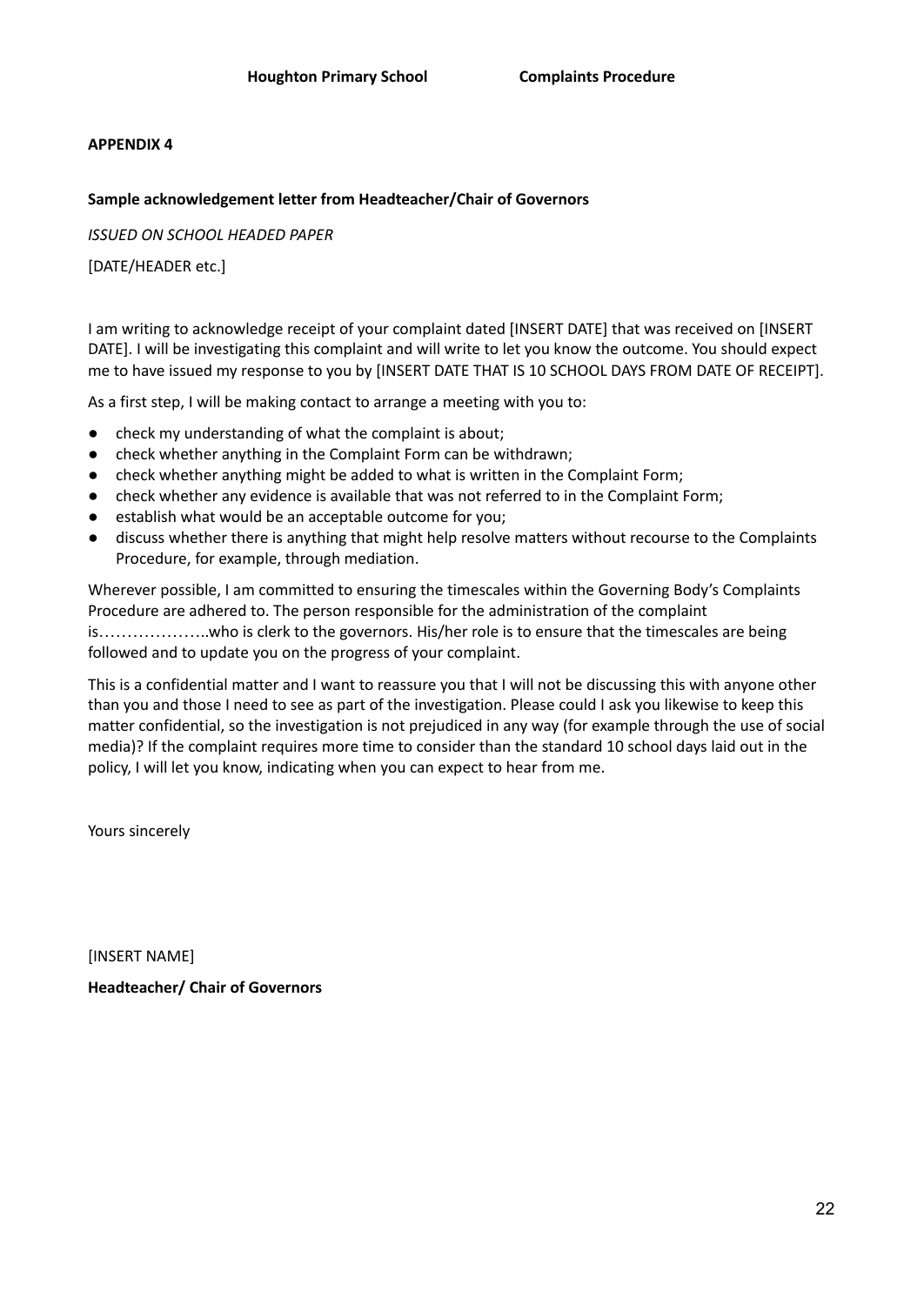**APPENDIX 4**

**Sample acknowledgement letter from Headteacher/Chair of Governors**

*ISSUED ON SCHOOL HEADED PAPER*

[DATE/HEADER etc.]

I am writing to acknowledge receipt of your complaint dated [INSERT DATE] that was received on [INSERT DATE]. I will be investigating this complaint and will write to let you know the outcome. You should expect me to have issued my response to you by [INSERT DATE THAT IS 10 SCHOOL DAYS FROM DATE OF RECEIPT].

As a first step, I will be making contact to arrange a meeting with you to:

- check my understanding of what the complaint is about;
- check whether anything in the Complaint Form can be withdrawn;
- check whether anything might be added to what is written in the Complaint Form;
- check whether any evidence is available that was not referred to in the Complaint Form;
- establish what would be an acceptable outcome for you;
- discuss whether there is anything that might help resolve matters without recourse to the Complaints Procedure, for example, through mediation.

Wherever possible, I am committed to ensuring the timescales within the Governing Body's Complaints Procedure are adhered to. The person responsible for the administration of the complaint is………………..who is clerk to the governors. His/her role is to ensure that the timescales are being followed and to update you on the progress of your complaint.

This is a confidential matter and I want to reassure you that I will not be discussing this with anyone other than you and those I need to see as part of the investigation. Please could I ask you likewise to keep this matter confidential, so the investigation is not prejudiced in any way (for example through the use of social media)? If the complaint requires more time to consider than the standard 10 school days laid out in the policy, I will let you know, indicating when you can expect to hear from me.

Yours sincerely

[INSERT NAME]

**Headteacher/ Chair of Governors**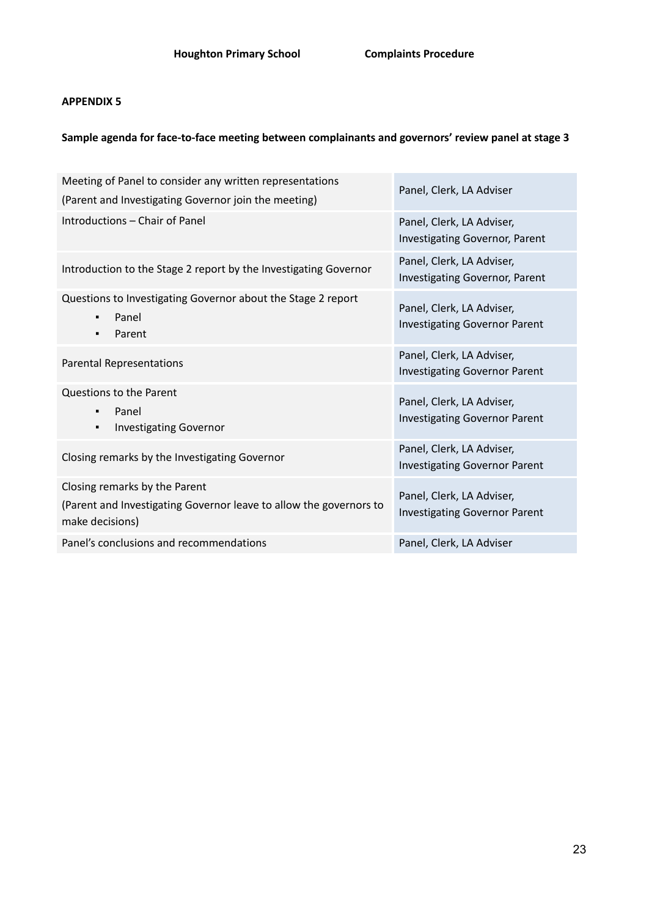**APPENDIX 5**

**Sample agenda for face-to-face meeting between complainants and governors' review panel at stage 3**

| Agenda item | Attendees |
|---|---|
| Meeting of Panel to consider any written representations<br>(Parent and Investigating Governor join the meeting) | Panel, Clerk, LA Adviser |
| Introductions – Chair of Panel | Panel, Clerk, LA Adviser, Investigating Governor, Parent |
| Introduction to the Stage 2 report by the Investigating Governor | Panel, Clerk, LA Adviser, Investigating Governor, Parent |
| Questions to Investigating Governor about the Stage 2 report<br>▪ Panel<br>▪ Parent | Panel, Clerk, LA Adviser, Investigating Governor Parent |
| Parental Representations | Panel, Clerk, LA Adviser, Investigating Governor Parent |
| Questions to the Parent<br>▪ Panel<br>▪ Investigating Governor | Panel, Clerk, LA Adviser, Investigating Governor Parent |
| Closing remarks by the Investigating Governor | Panel, Clerk, LA Adviser, Investigating Governor Parent |
| Closing remarks by the Parent<br>(Parent and Investigating Governor leave to allow the governors to make decisions) | Panel, Clerk, LA Adviser, Investigating Governor Parent |
| Panel's conclusions and recommendations | Panel, Clerk, LA Adviser |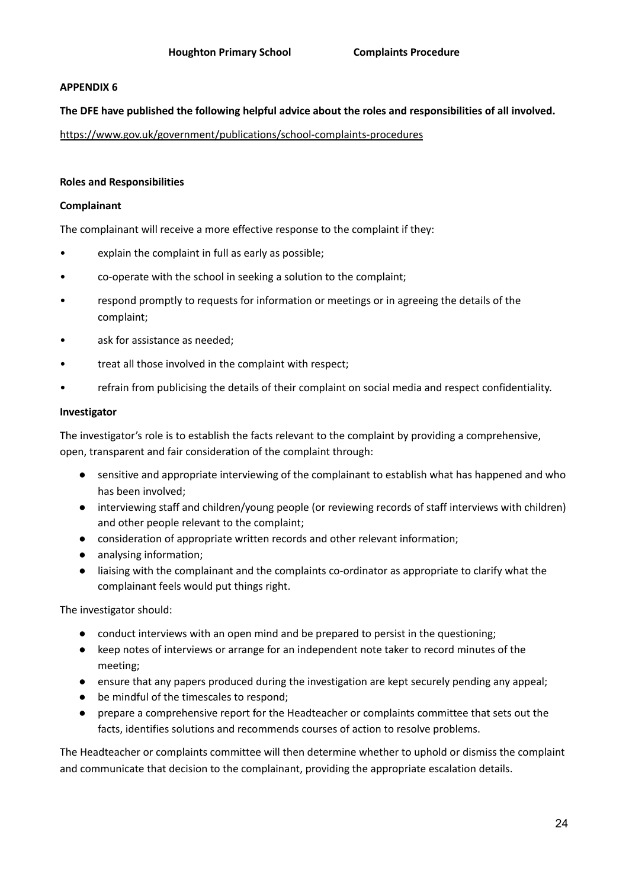**APPENDIX 6**

**The DFE have published the following helpful advice about the roles and responsibilities of all involved.**

https://www.gov.uk/government/publications/school-complaints-procedures

**Roles and Responsibilities**

**Complainant**

The complainant will receive a more effective response to the complaint if they:

- explain the complaint in full as early as possible;
- co-operate with the school in seeking a solution to the complaint;
- respond promptly to requests for information or meetings or in agreeing the details of the complaint;
- ask for assistance as needed;
- treat all those involved in the complaint with respect;
- refrain from publicising the details of their complaint on social media and respect confidentiality.

**Investigator**

The investigator's role is to establish the facts relevant to the complaint by providing a comprehensive, open, transparent and fair consideration of the complaint through:

- sensitive and appropriate interviewing of the complainant to establish what has happened and who has been involved;
- interviewing staff and children/young people (or reviewing records of staff interviews with children) and other people relevant to the complaint;
- consideration of appropriate written records and other relevant information;
- analysing information;
- liaising with the complainant and the complaints co-ordinator as appropriate to clarify what the complainant feels would put things right.

The investigator should:

- conduct interviews with an open mind and be prepared to persist in the questioning;
- keep notes of interviews or arrange for an independent note taker to record minutes of the meeting;
- ensure that any papers produced during the investigation are kept securely pending any appeal;
- be mindful of the timescales to respond;
- prepare a comprehensive report for the Headteacher or complaints committee that sets out the facts, identifies solutions and recommends courses of action to resolve problems.

The Headteacher or complaints committee will then determine whether to uphold or dismiss the complaint and communicate that decision to the complainant, providing the appropriate escalation details.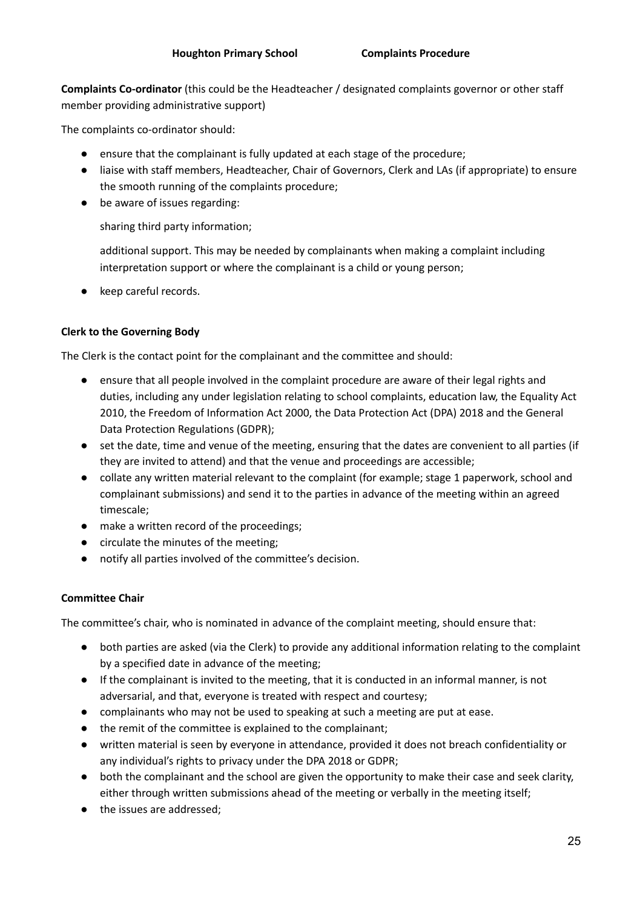**Complaints Co-ordinator** (this could be the Headteacher / designated complaints governor or other staff member providing administrative support)

The complaints co-ordinator should:

- ensure that the complainant is fully updated at each stage of the procedure;
- liaise with staff members, Headteacher, Chair of Governors, Clerk and LAs (if appropriate) to ensure the smooth running of the complaints procedure;
- be aware of issues regarding:

  sharing third party information;

  additional support. This may be needed by complainants when making a complaint including interpretation support or where the complainant is a child or young person;

- keep careful records.

**Clerk to the Governing Body**

The Clerk is the contact point for the complainant and the committee and should:

- ensure that all people involved in the complaint procedure are aware of their legal rights and duties, including any under legislation relating to school complaints, education law, the Equality Act 2010, the Freedom of Information Act 2000, the Data Protection Act (DPA) 2018 and the General Data Protection Regulations (GDPR);
- set the date, time and venue of the meeting, ensuring that the dates are convenient to all parties (if they are invited to attend) and that the venue and proceedings are accessible;
- collate any written material relevant to the complaint (for example; stage 1 paperwork, school and complainant submissions) and send it to the parties in advance of the meeting within an agreed timescale;
- make a written record of the proceedings;
- circulate the minutes of the meeting;
- notify all parties involved of the committee's decision.

**Committee Chair**

The committee's chair, who is nominated in advance of the complaint meeting, should ensure that:

- both parties are asked (via the Clerk) to provide any additional information relating to the complaint by a specified date in advance of the meeting;
- If the complainant is invited to the meeting, that it is conducted in an informal manner, is not adversarial, and that, everyone is treated with respect and courtesy;
- complainants who may not be used to speaking at such a meeting are put at ease.
- the remit of the committee is explained to the complainant;
- written material is seen by everyone in attendance, provided it does not breach confidentiality or any individual's rights to privacy under the DPA 2018 or GDPR;
- both the complainant and the school are given the opportunity to make their case and seek clarity, either through written submissions ahead of the meeting or verbally in the meeting itself;
- the issues are addressed;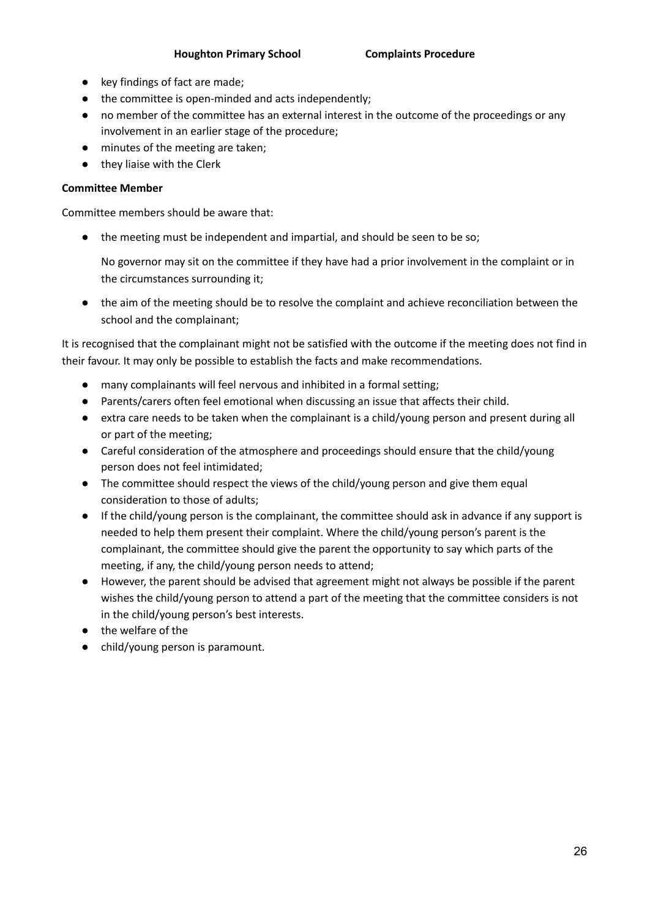- key findings of fact are made;
- the committee is open-minded and acts independently;
- no member of the committee has an external interest in the outcome of the proceedings or any involvement in an earlier stage of the procedure;
- minutes of the meeting are taken;
- they liaise with the Clerk

**Committee Member**

Committee members should be aware that:

- the meeting must be independent and impartial, and should be seen to be so;

  No governor may sit on the committee if they have had a prior involvement in the complaint or in the circumstances surrounding it;

- the aim of the meeting should be to resolve the complaint and achieve reconciliation between the school and the complainant;

It is recognised that the complainant might not be satisfied with the outcome if the meeting does not find in their favour. It may only be possible to establish the facts and make recommendations.

- many complainants will feel nervous and inhibited in a formal setting;
- Parents/carers often feel emotional when discussing an issue that affects their child.
- extra care needs to be taken when the complainant is a child/young person and present during all or part of the meeting;
- Careful consideration of the atmosphere and proceedings should ensure that the child/young person does not feel intimidated;
- The committee should respect the views of the child/young person and give them equal consideration to those of adults;
- If the child/young person is the complainant, the committee should ask in advance if any support is needed to help them present their complaint. Where the child/young person's parent is the complainant, the committee should give the parent the opportunity to say which parts of the meeting, if any, the child/young person needs to attend;
- However, the parent should be advised that agreement might not always be possible if the parent wishes the child/young person to attend a part of the meeting that the committee considers is not in the child/young person's best interests.
- the welfare of the
- child/young person is paramount.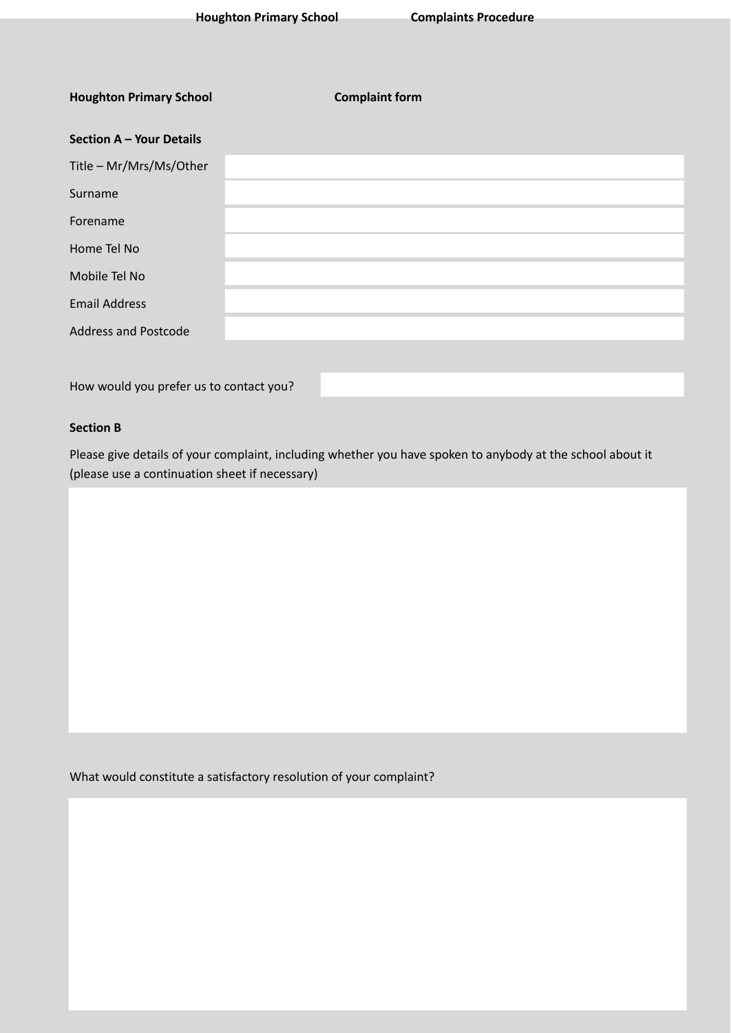**Houghton Primary School** **Complaint form**

**Section A – Your Details**

| | |
|---|---|
| Title – Mr/Mrs/Ms/Other | |
| Surname | |
| Forename | |
| Home Tel No | |
| Mobile Tel No | |
| Email Address | |
| Address and Postcode | |

| | |
|---|---|
| How would you prefer us to contact you? | |

**Section B**

Please give details of your complaint, including whether you have spoken to anybody at the school about it (please use a continuation sheet if necessary)

What would constitute a satisfactory resolution of your complaint?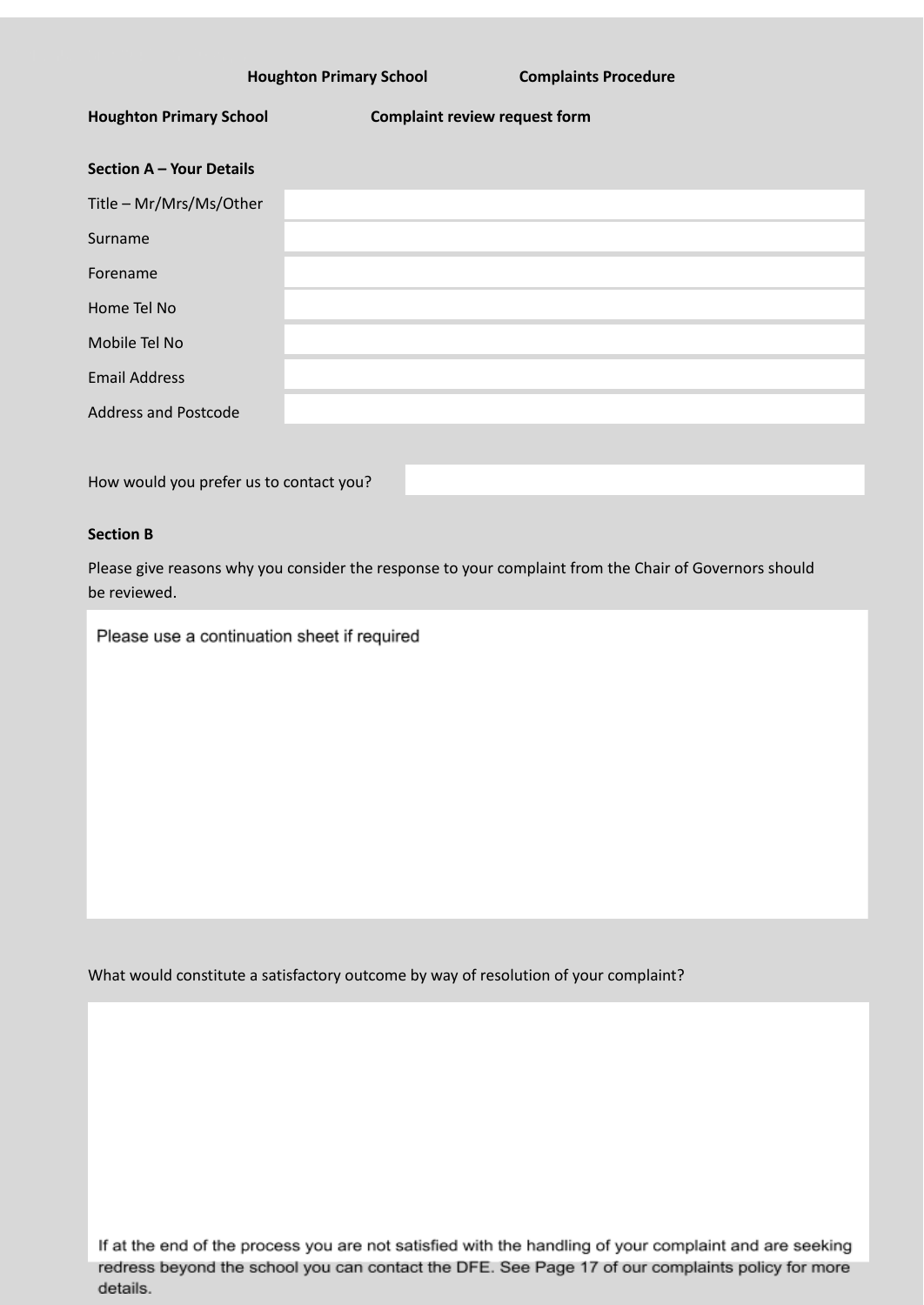**Houghton Primary School Complaints Procedure**

**Houghton Primary School Complaint review request form**

**Section A – Your Details**

| | |
|---|---|
| Title – Mr/Mrs/Ms/Other | |
| Surname | |
| Forename | |
| Home Tel No | |
| Mobile Tel No | |
| Email Address | |
| Address and Postcode | |

How would you prefer us to contact you?

**Section B**

Please give reasons why you consider the response to your complaint from the Chair of Governors should be reviewed.

Please use a continuation sheet if required

What would constitute a satisfactory outcome by way of resolution of your complaint?

If at the end of the process you are not satisfied with the handling of your complaint and are seeking redress beyond the school you can contact the DFE. See Page 17 of our complaints policy for more details.